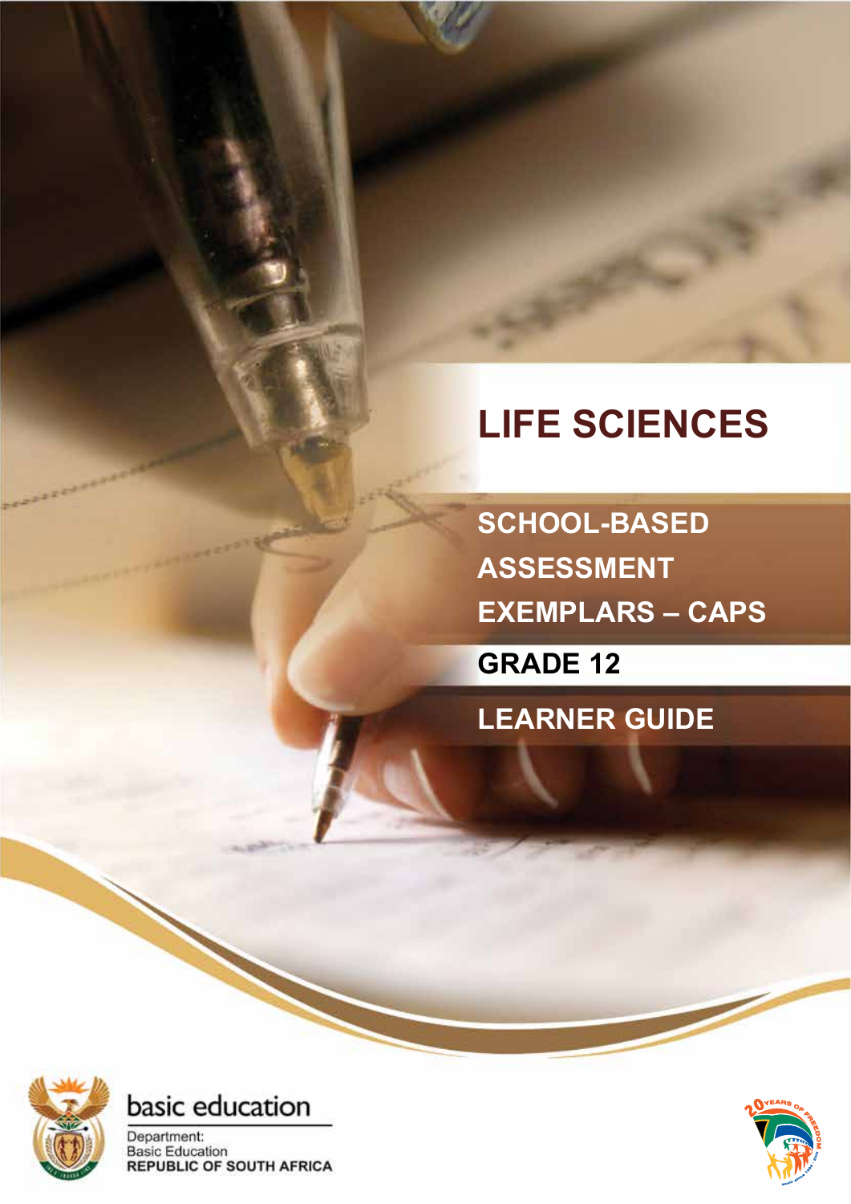# LIFE SCIENCES

## SCHOOL-BASED ASSESSMENT EXEMPLARS – CAPS

## GRADE 12

## LEARNER GUIDE

basic education

Department:
Basic Education
REPUBLIC OF SOUTH AFRICA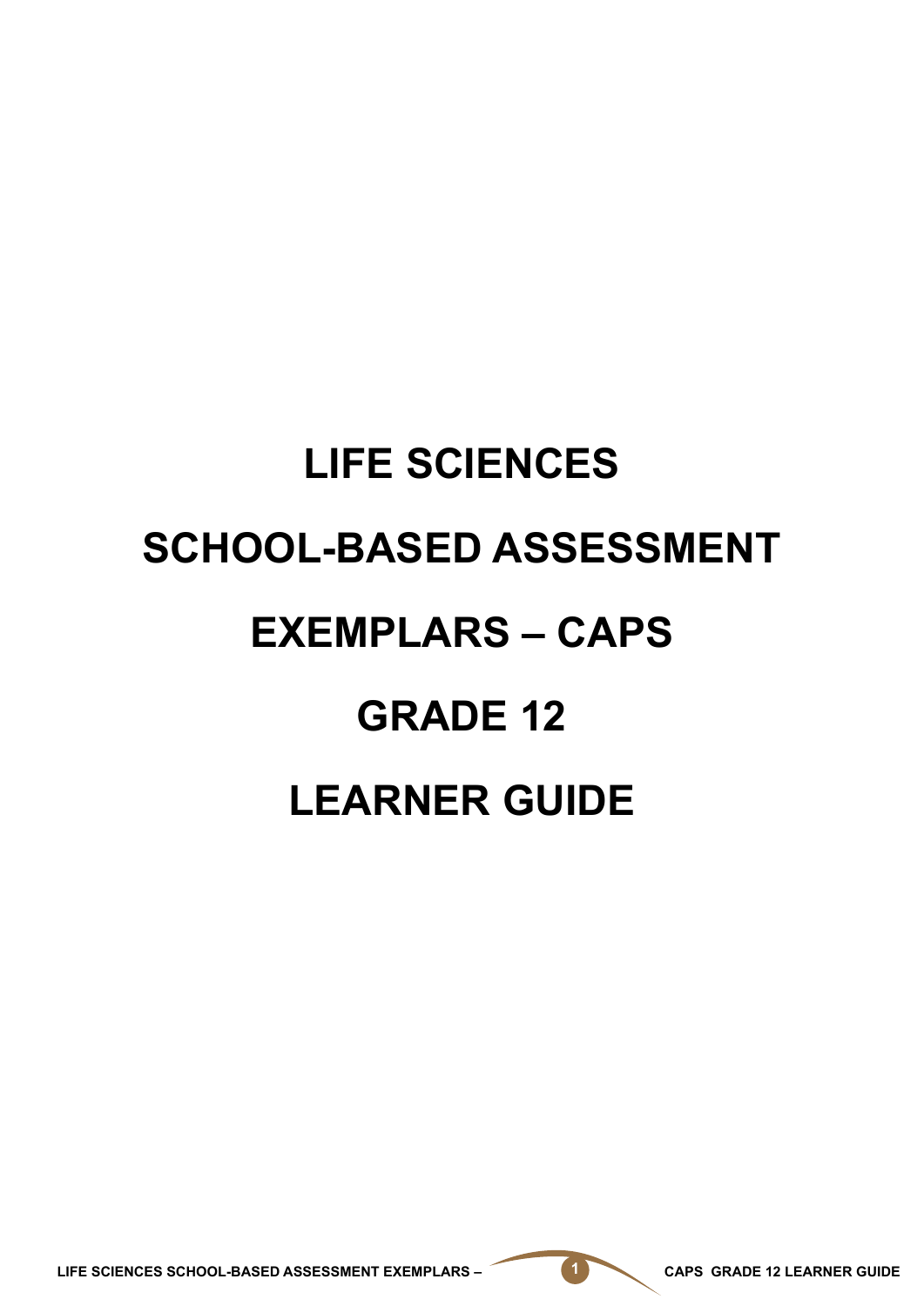# LIFE SCIENCES

# SCHOOL-BASED ASSESSMENT

# EXEMPLARS – CAPS

# GRADE 12

# LEARNER GUIDE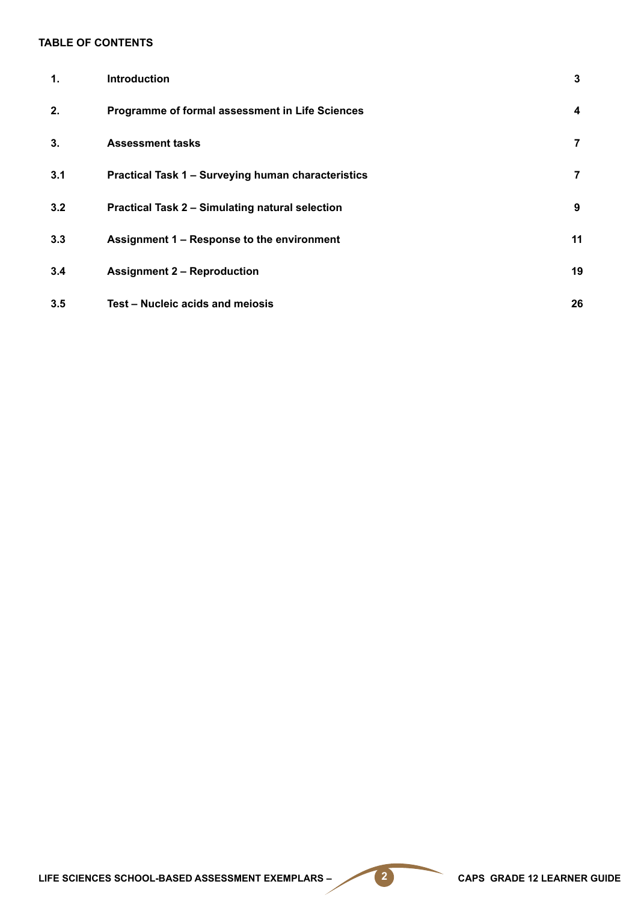**TABLE OF CONTENTS**

| | | |
|---|---|---|
| **1.** | **Introduction** | **3** |
| **2.** | **Programme of formal assessment in Life Sciences** | **4** |
| **3.** | **Assessment tasks** | **7** |
| **3.1** | **Practical Task 1 – Surveying human characteristics** | **7** |
| **3.2** | **Practical Task 2 – Simulating natural selection** | **9** |
| **3.3** | **Assignment 1 – Response to the environment** | **11** |
| **3.4** | **Assignment 2 – Reproduction** | **19** |
| **3.5** | **Test – Nucleic acids and meiosis** | **26** |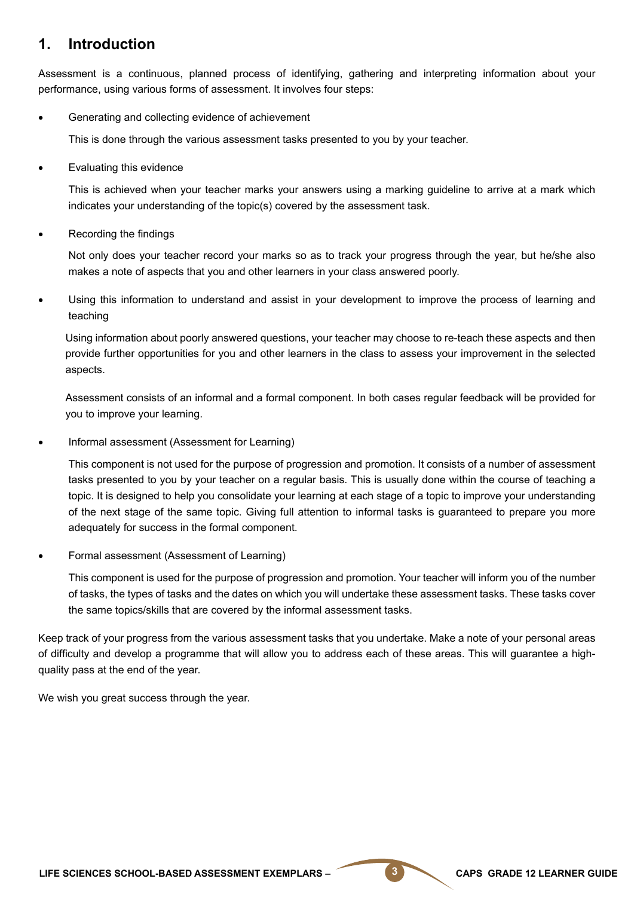## 1. Introduction

Assessment is a continuous, planned process of identifying, gathering and interpreting information about your performance, using various forms of assessment. It involves four steps:

- Generating and collecting evidence of achievement

  This is done through the various assessment tasks presented to you by your teacher.

- Evaluating this evidence

  This is achieved when your teacher marks your answers using a marking guideline to arrive at a mark which indicates your understanding of the topic(s) covered by the assessment task.

- Recording the findings

  Not only does your teacher record your marks so as to track your progress through the year, but he/she also makes a note of aspects that you and other learners in your class answered poorly.

- Using this information to understand and assist in your development to improve the process of learning and teaching

  Using information about poorly answered questions, your teacher may choose to re-teach these aspects and then provide further opportunities for you and other learners in the class to assess your improvement in the selected aspects.

  Assessment consists of an informal and a formal component. In both cases regular feedback will be provided for you to improve your learning.

- Informal assessment (Assessment for Learning)

  This component is not used for the purpose of progression and promotion. It consists of a number of assessment tasks presented to you by your teacher on a regular basis. This is usually done within the course of teaching a topic. It is designed to help you consolidate your learning at each stage of a topic to improve your understanding of the next stage of the same topic. Giving full attention to informal tasks is guaranteed to prepare you more adequately for success in the formal component.

- Formal assessment (Assessment of Learning)

  This component is used for the purpose of progression and promotion. Your teacher will inform you of the number of tasks, the types of tasks and the dates on which you will undertake these assessment tasks. These tasks cover the same topics/skills that are covered by the informal assessment tasks.

Keep track of your progress from the various assessment tasks that you undertake. Make a note of your personal areas of difficulty and develop a programme that will allow you to address each of these areas. This will guarantee a high-quality pass at the end of the year.

We wish you great success through the year.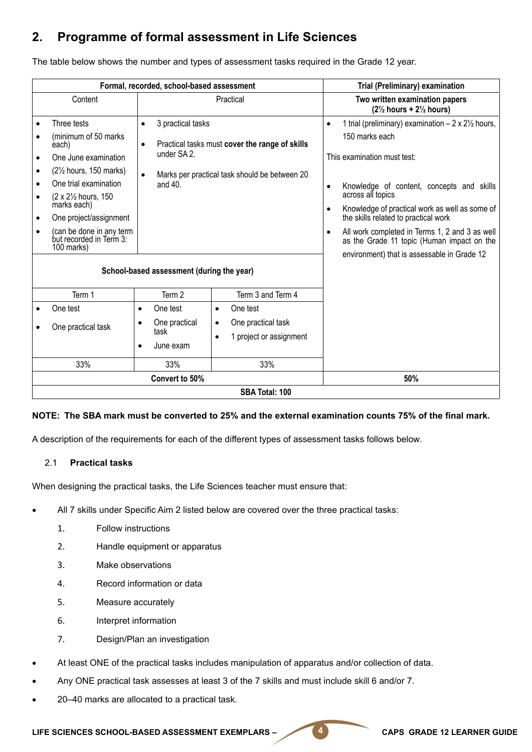## 2. Programme of formal assessment in Life Sciences

The table below shows the number and types of assessment tasks required in the Grade 12 year.

| Formal, recorded, school-based assessment | | | Trial (Preliminary) examination |
|---|---|---|---|
| Content | Practical | | Two written examination papers (2½ hours + 2½ hours) |
| • Three tests<br>• (minimum of 50 marks each)<br>• One June examination<br>• (2½ hours, 150 marks)<br>• One trial examination<br>• (2 x 2½ hours, 150 marks each)<br>• One project/assignment<br>• (can be done in any term but recorded in Term 3: 100 marks) | • 3 practical tasks<br>• Practical tasks must **cover the range of skills** under SA 2.<br>• Marks per practical task should be between 20 and 40. | | • 1 trial (preliminary) examination – 2 x 2½ hours, 150 marks each<br><br>This examination must test:<br><br>• Knowledge of content, concepts and skills across all topics<br>• Knowledge of practical work as well as some of the skills related to practical work<br>• All work completed in Terms 1, 2 and 3 as well as the Grade 11 topic (Human impact on the environment) that is assessable in Grade 12 |
| **School-based assessment (during the year)** | | | |
| Term 1 | Term 2 | Term 3 and Term 4 | |
| • One test<br>• One practical task | • One test<br>• One practical task<br>• June exam | • One test<br>• One practical task<br>• 1 project or assignment | |
| 33% | 33% | 33% | |
| **Convert to 50%** | | | **50%** |
| **SBA Total: 100** | | | |

**NOTE: The SBA mark must be converted to 25% and the external examination counts 75% of the final mark.**

A description of the requirements for each of the different types of assessment tasks follows below.

### 2.1 Practical tasks

When designing the practical tasks, the Life Sciences teacher must ensure that:

- All 7 skills under Specific Aim 2 listed below are covered over the three practical tasks:
  1. Follow instructions
  2. Handle equipment or apparatus
  3. Make observations
  4. Record information or data
  5. Measure accurately
  6. Interpret information
  7. Design/Plan an investigation
- At least ONE of the practical tasks includes manipulation of apparatus and/or collection of data.
- Any ONE practical task assesses at least 3 of the 7 skills and must include skill 6 and/or 7.
- 20–40 marks are allocated to a practical task.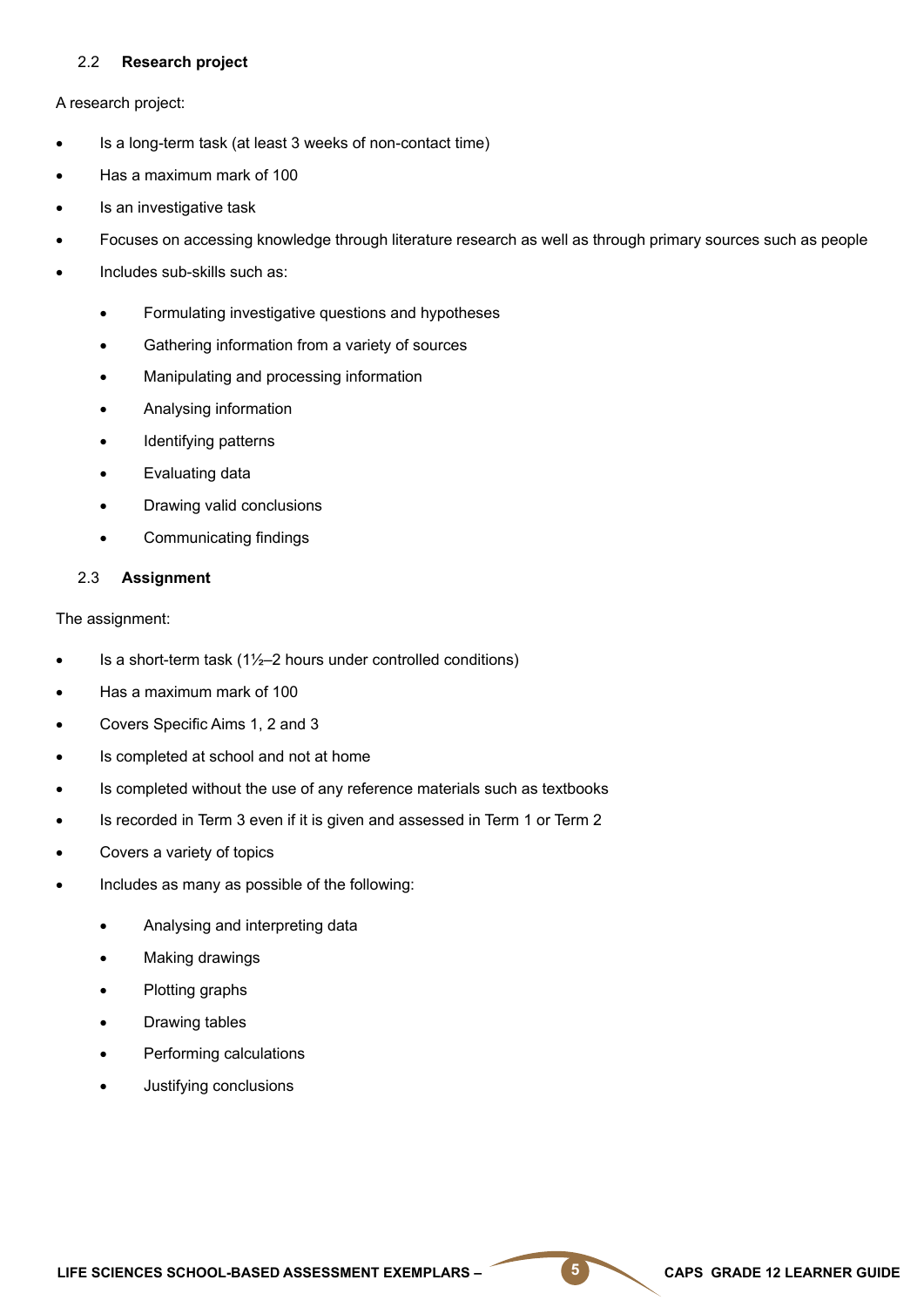### 2.2 Research project

A research project:

- Is a long-term task (at least 3 weeks of non-contact time)
- Has a maximum mark of 100
- Is an investigative task
- Focuses on accessing knowledge through literature research as well as through primary sources such as people
- Includes sub-skills such as:
  - Formulating investigative questions and hypotheses
  - Gathering information from a variety of sources
  - Manipulating and processing information
  - Analysing information
  - Identifying patterns
  - Evaluating data
  - Drawing valid conclusions
  - Communicating findings

### 2.3 Assignment

The assignment:

- Is a short-term task (1½–2 hours under controlled conditions)
- Has a maximum mark of 100
- Covers Specific Aims 1, 2 and 3
- Is completed at school and not at home
- Is completed without the use of any reference materials such as textbooks
- Is recorded in Term 3 even if it is given and assessed in Term 1 or Term 2
- Covers a variety of topics
- Includes as many as possible of the following:
  - Analysing and interpreting data
  - Making drawings
  - Plotting graphs
  - Drawing tables
  - Performing calculations
  - Justifying conclusions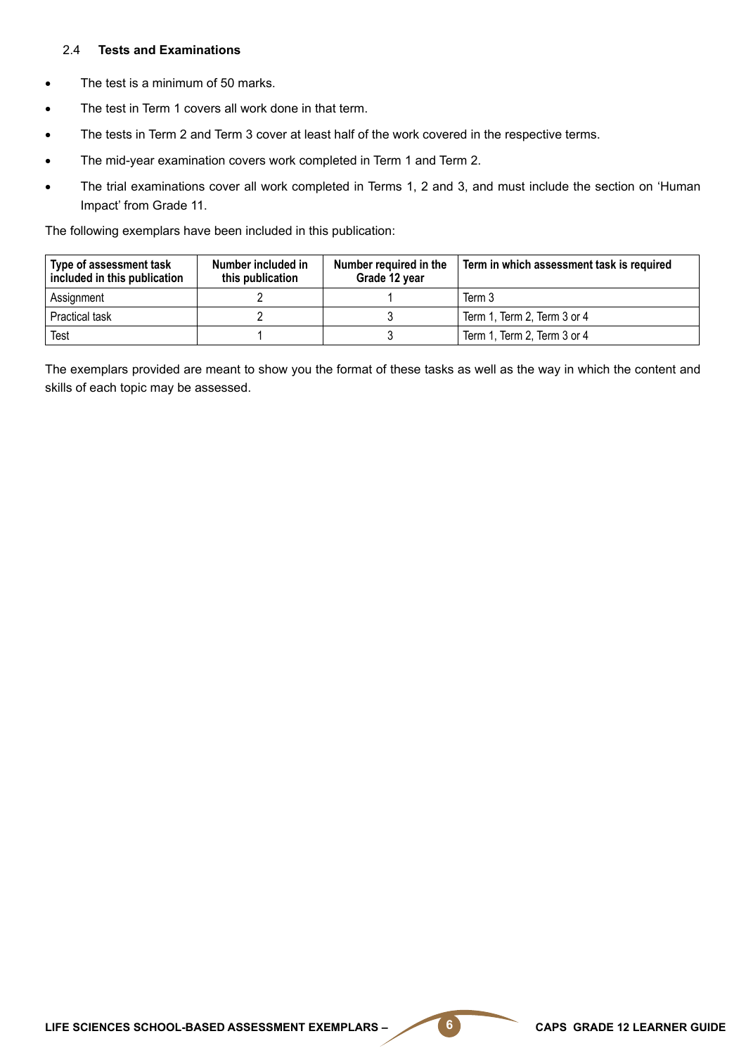### 2.4 Tests and Examinations

- The test is a minimum of 50 marks.
- The test in Term 1 covers all work done in that term.
- The tests in Term 2 and Term 3 cover at least half of the work covered in the respective terms.
- The mid-year examination covers work completed in Term 1 and Term 2.
- The trial examinations cover all work completed in Terms 1, 2 and 3, and must include the section on 'Human Impact' from Grade 11.

The following exemplars have been included in this publication:

| Type of assessment task included in this publication | Number included in this publication | Number required in the Grade 12 year | Term in which assessment task is required |
|---|---|---|---|
| Assignment | 2 | 1 | Term 3 |
| Practical task | 2 | 3 | Term 1, Term 2, Term 3 or 4 |
| Test | 1 | 3 | Term 1, Term 2, Term 3 or 4 |

The exemplars provided are meant to show you the format of these tasks as well as the way in which the content and skills of each topic may be assessed.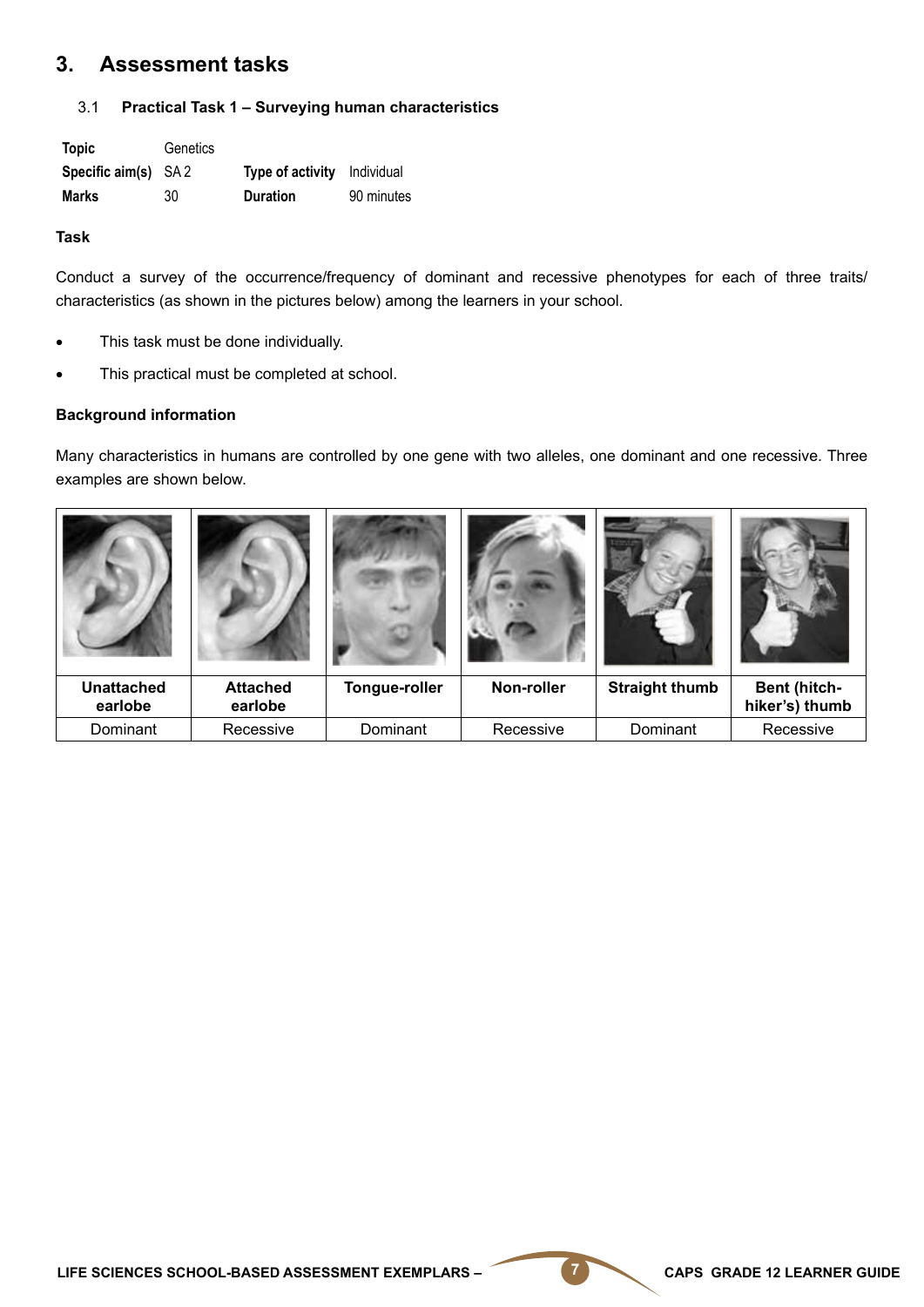## 3. Assessment tasks

### 3.1 Practical Task 1 – Surveying human characteristics

| **Topic** | Genetics | | |
|---|---|---|---|
| **Specific aim(s)** | SA 2 | **Type of activity** | Individual |
| **Marks** | 30 | **Duration** | 90 minutes |

**Task**

Conduct a survey of the occurrence/frequency of dominant and recessive phenotypes for each of three traits/ characteristics (as shown in the pictures below) among the learners in your school.

- This task must be done individually.
- This practical must be completed at school.

**Background information**

Many characteristics in humans are controlled by one gene with two alleles, one dominant and one recessive. Three examples are shown below.

| **Unattached earlobe** | **Attached earlobe** | **Tongue-roller** | **Non-roller** | **Straight thumb** | **Bent (hitch-hiker's) thumb** |
|---|---|---|---|---|---|
| Dominant | Recessive | Dominant | Recessive | Dominant | Recessive |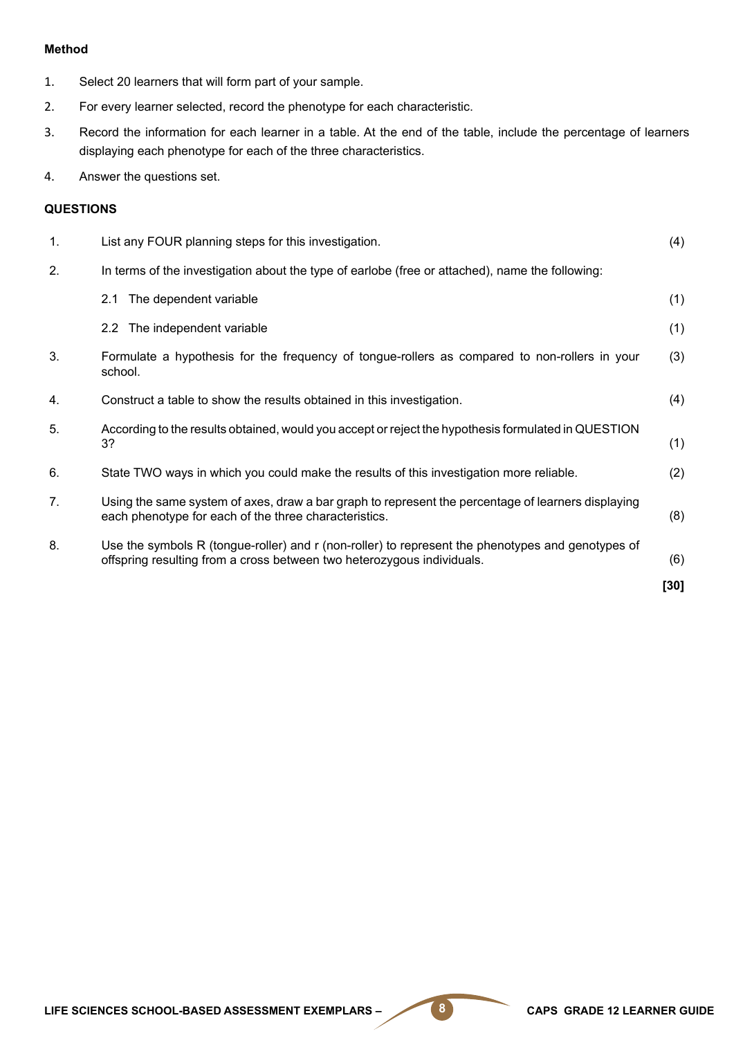**Method**

1. Select 20 learners that will form part of your sample.
2. For every learner selected, record the phenotype for each characteristic.
3. Record the information for each learner in a table. At the end of the table, include the percentage of learners displaying each phenotype for each of the three characteristics.
4. Answer the questions set.

**QUESTIONS**

1. List any FOUR planning steps for this investigation. (4)

2. In terms of the investigation about the type of earlobe (free or attached), name the following:

   2.1 The dependent variable (1)

   2.2 The independent variable (1)

3. Formulate a hypothesis for the frequency of tongue-rollers as compared to non-rollers in your school. (3)

4. Construct a table to show the results obtained in this investigation. (4)

5. According to the results obtained, would you accept or reject the hypothesis formulated in QUESTION 3? (1)

6. State TWO ways in which you could make the results of this investigation more reliable. (2)

7. Using the same system of axes, draw a bar graph to represent the percentage of learners displaying each phenotype for each of the three characteristics. (8)

8. Use the symbols R (tongue-roller) and r (non-roller) to represent the phenotypes and genotypes of offspring resulting from a cross between two heterozygous individuals. (6)

**[30]**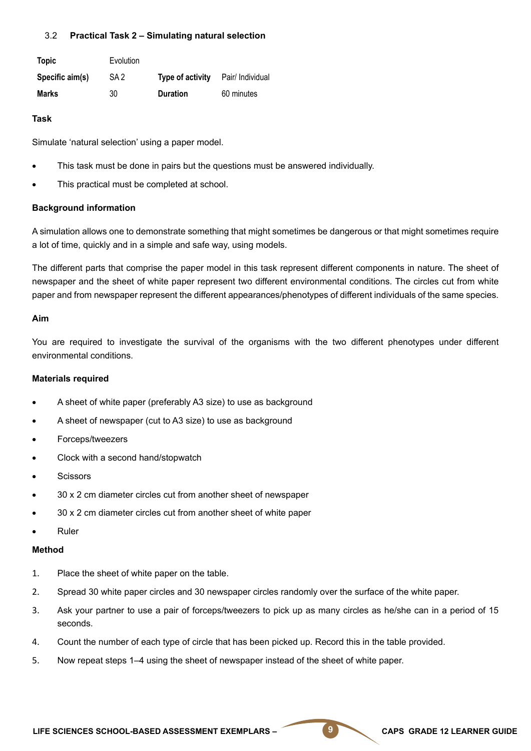### 3.2 Practical Task 2 – Simulating natural selection

| **Topic** | Evolution | | |
|---|---|---|---|
| **Specific aim(s)** | SA 2 | **Type of activity** | Pair/ Individual |
| **Marks** | 30 | **Duration** | 60 minutes |

**Task**

Simulate 'natural selection' using a paper model.

- This task must be done in pairs but the questions must be answered individually.
- This practical must be completed at school.

**Background information**

A simulation allows one to demonstrate something that might sometimes be dangerous or that might sometimes require a lot of time, quickly and in a simple and safe way, using models.

The different parts that comprise the paper model in this task represent different components in nature. The sheet of newspaper and the sheet of white paper represent two different environmental conditions. The circles cut from white paper and from newspaper represent the different appearances/phenotypes of different individuals of the same species.

**Aim**

You are required to investigate the survival of the organisms with the two different phenotypes under different environmental conditions.

**Materials required**

- A sheet of white paper (preferably A3 size) to use as background
- A sheet of newspaper (cut to A3 size) to use as background
- Forceps/tweezers
- Clock with a second hand/stopwatch
- Scissors
- 30 x 2 cm diameter circles cut from another sheet of newspaper
- 30 x 2 cm diameter circles cut from another sheet of white paper
- Ruler

**Method**

1. Place the sheet of white paper on the table.
2. Spread 30 white paper circles and 30 newspaper circles randomly over the surface of the white paper.
3. Ask your partner to use a pair of forceps/tweezers to pick up as many circles as he/she can in a period of 15 seconds.
4. Count the number of each type of circle that has been picked up. Record this in the table provided.
5. Now repeat steps 1–4 using the sheet of newspaper instead of the sheet of white paper.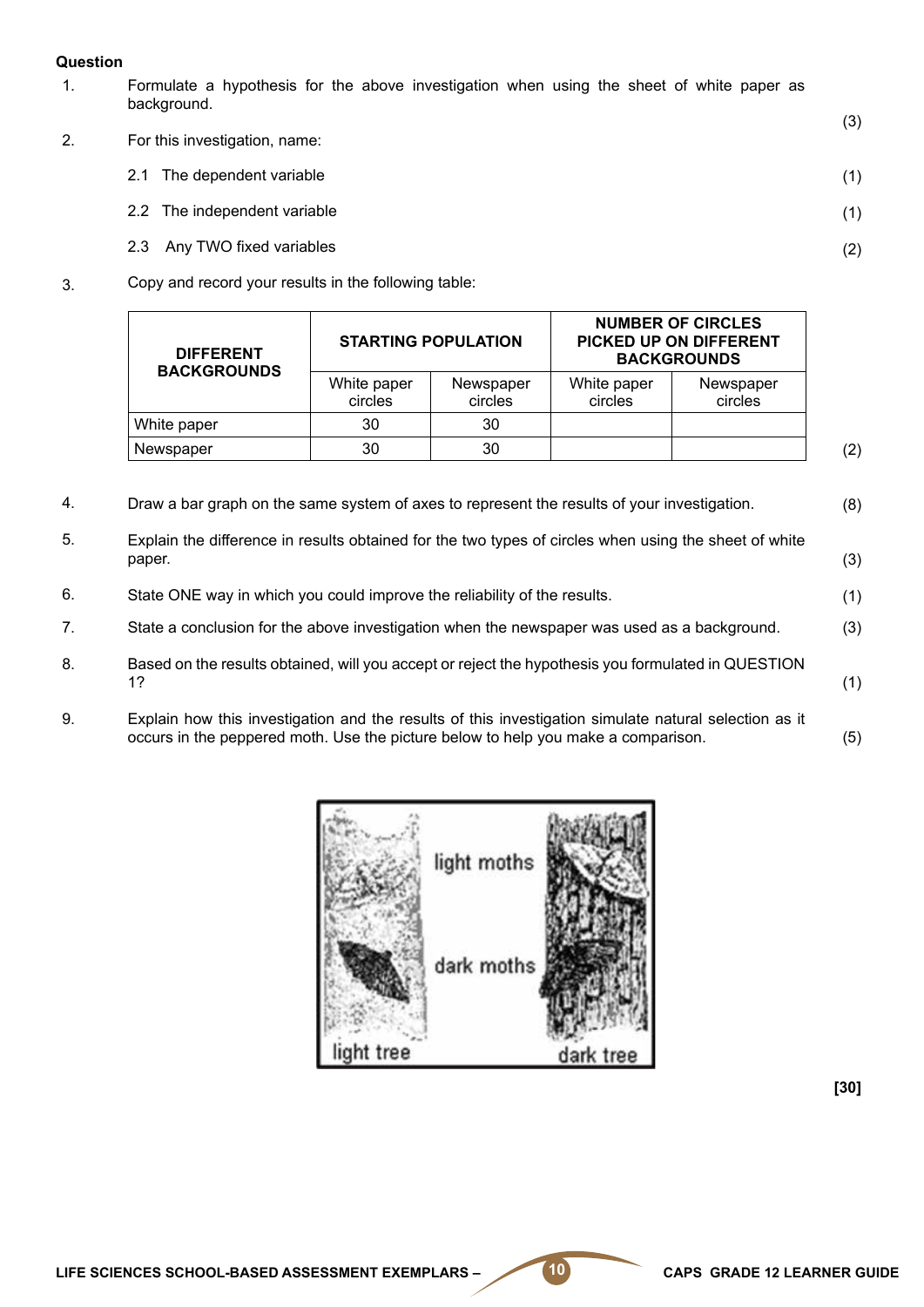**Question**

1. Formulate a hypothesis for the above investigation when using the sheet of white paper as background. (3)

2. For this investigation, name:

   2.1 The dependent variable (1)

   2.2 The independent variable (1)

   2.3 Any TWO fixed variables (2)

3. Copy and record your results in the following table:

| DIFFERENT BACKGROUNDS | STARTING POPULATION | | NUMBER OF CIRCLES PICKED UP ON DIFFERENT BACKGROUNDS | |
|---|---|---|---|---|
| | White paper circles | Newspaper circles | White paper circles | Newspaper circles |
| White paper | 30 | 30 | | |
| Newspaper | 30 | 30 | | |

(2)

4. Draw a bar graph on the same system of axes to represent the results of your investigation. (8)

5. Explain the difference in results obtained for the two types of circles when using the sheet of white paper. (3)

6. State ONE way in which you could improve the reliability of the results. (1)

7. State a conclusion for the above investigation when the newspaper was used as a background. (3)

8. Based on the results obtained, will you accept or reject the hypothesis you formulated in QUESTION 1? (1)

9. Explain how this investigation and the results of this investigation simulate natural selection as it occurs in the peppered moth. Use the picture below to help you make a comparison. (5)

**[30]**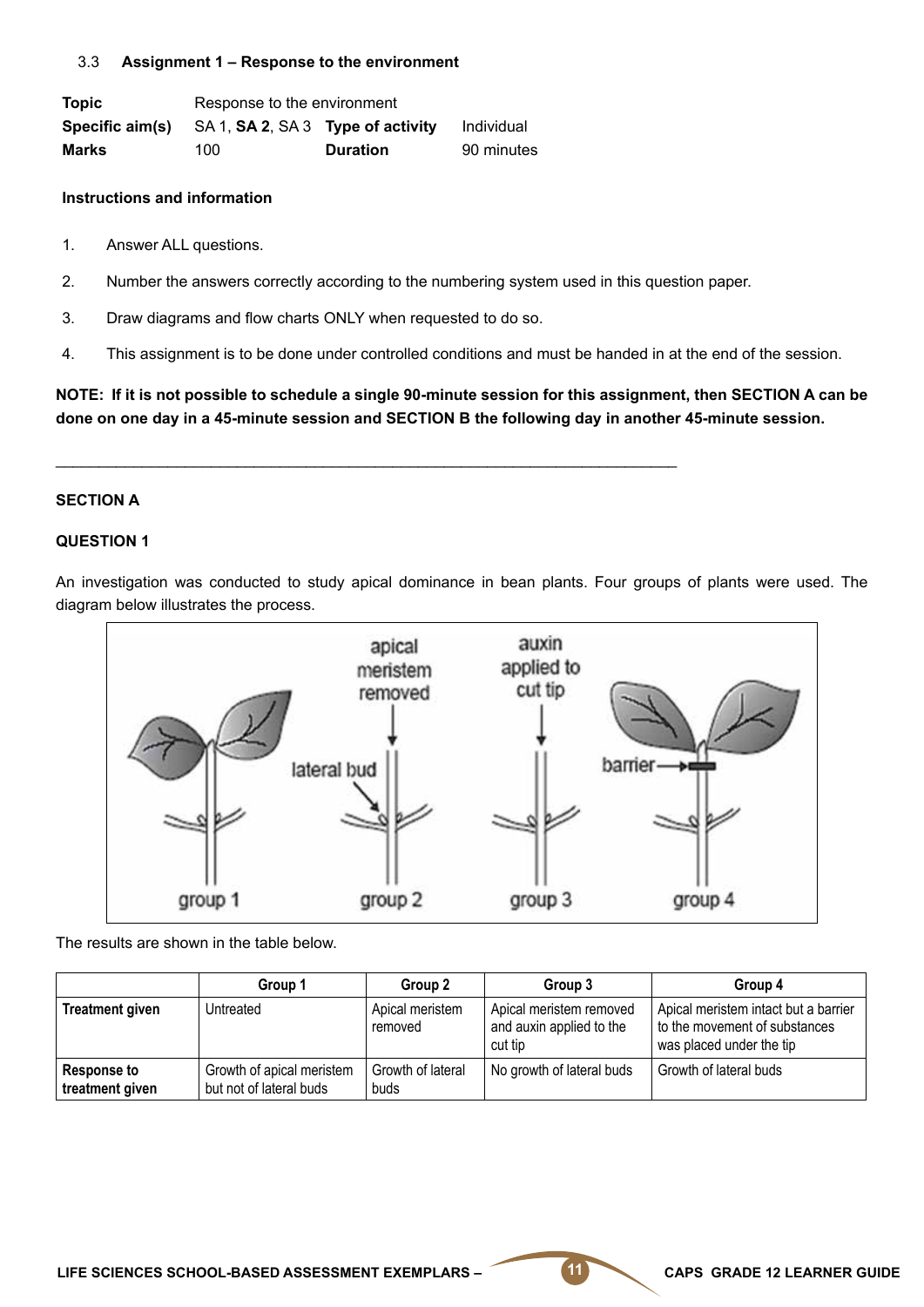## 3.3 Assignment 1 – Response to the environment

| | | | |
|---|---|---|---|
| **Topic** | Response to the environment | | |
| **Specific aim(s)** | SA 1, **SA 2**, SA 3 | **Type of activity** | Individual |
| **Marks** | 100 | **Duration** | 90 minutes |

**Instructions and information**

1. Answer ALL questions.
2. Number the answers correctly according to the numbering system used in this question paper.
3. Draw diagrams and flow charts ONLY when requested to do so.
4. This assignment is to be done under controlled conditions and must be handed in at the end of the session.

**NOTE: If it is not possible to schedule a single 90-minute session for this assignment, then SECTION A can be done on one day in a 45-minute session and SECTION B the following day in another 45-minute session.**

---

**SECTION A**

**QUESTION 1**

An investigation was conducted to study apical dominance in bean plants. Four groups of plants were used. The diagram below illustrates the process.

The results are shown in the table below.

| | Group 1 | Group 2 | Group 3 | Group 4 |
|---|---|---|---|---|
| **Treatment given** | Untreated | Apical meristem removed | Apical meristem removed and auxin applied to the cut tip | Apical meristem intact but a barrier to the movement of substances was placed under the tip |
| **Response to treatment given** | Growth of apical meristem but not of lateral buds | Growth of lateral buds | No growth of lateral buds | Growth of lateral buds |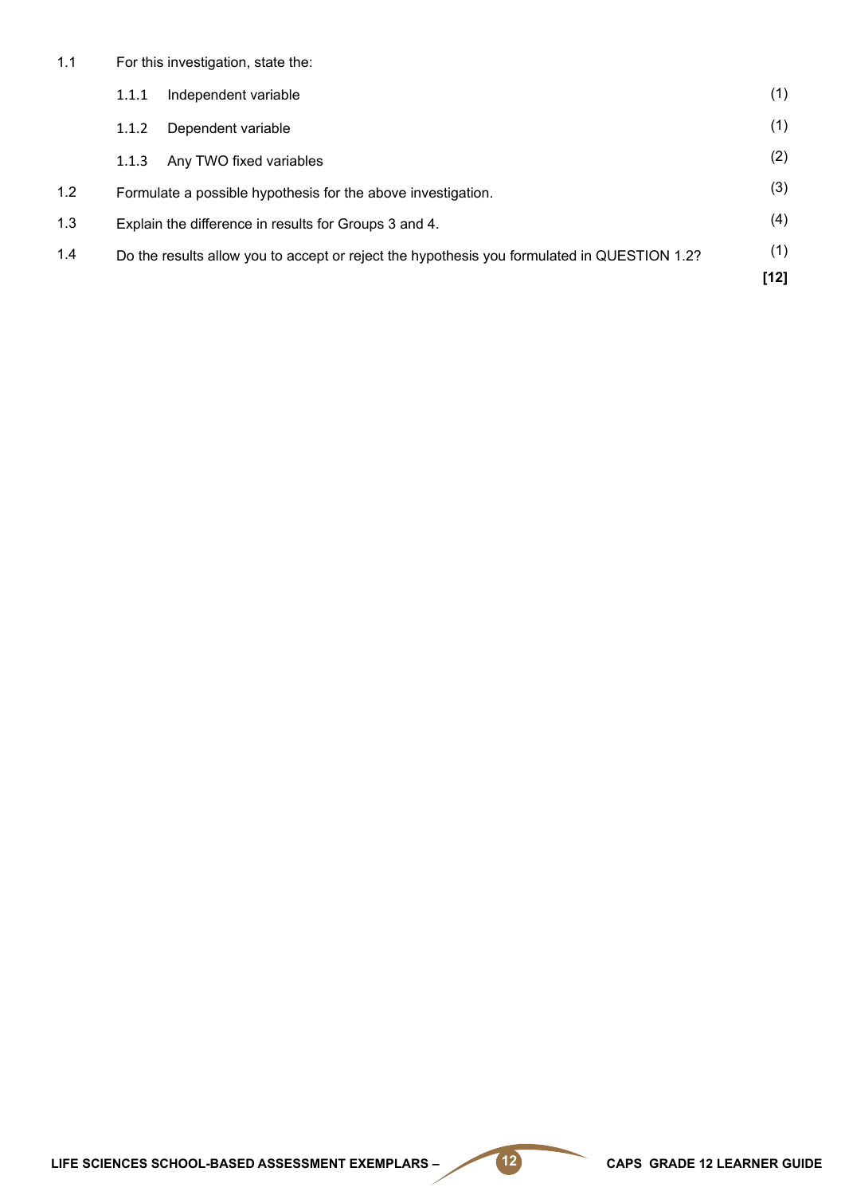1.1 For this investigation, state the:

1.1.1 Independent variable (1)

1.1.2 Dependent variable (1)

1.1.3 Any TWO fixed variables (2)

1.2 Formulate a possible hypothesis for the above investigation. (3)

1.3 Explain the difference in results for Groups 3 and 4. (4)

1.4 Do the results allow you to accept or reject the hypothesis you formulated in QUESTION 1.2? (1)

**[12]**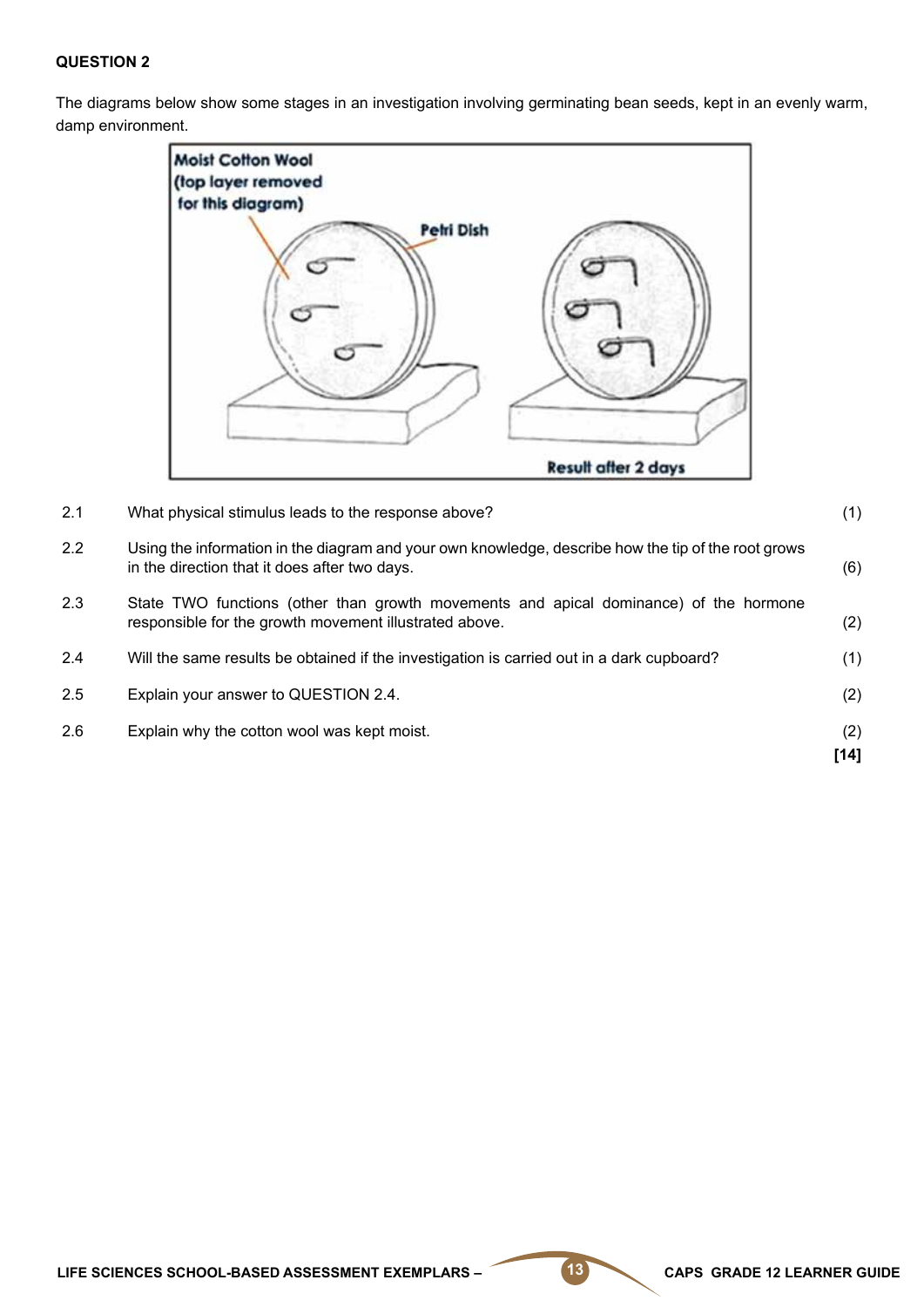**QUESTION 2**

The diagrams below show some stages in an investigation involving germinating bean seeds, kept in an evenly warm, damp environment.

| | | |
|---|---|---|
| 2.1 | What physical stimulus leads to the response above? | (1) |
| 2.2 | Using the information in the diagram and your own knowledge, describe how the tip of the root grows in the direction that it does after two days. | (6) |
| 2.3 | State TWO functions (other than growth movements and apical dominance) of the hormone responsible for the growth movement illustrated above. | (2) |
| 2.4 | Will the same results be obtained if the investigation is carried out in a dark cupboard? | (1) |
| 2.5 | Explain your answer to QUESTION 2.4. | (2) |
| 2.6 | Explain why the cotton wool was kept moist. | (2) |
| | | **[14]** |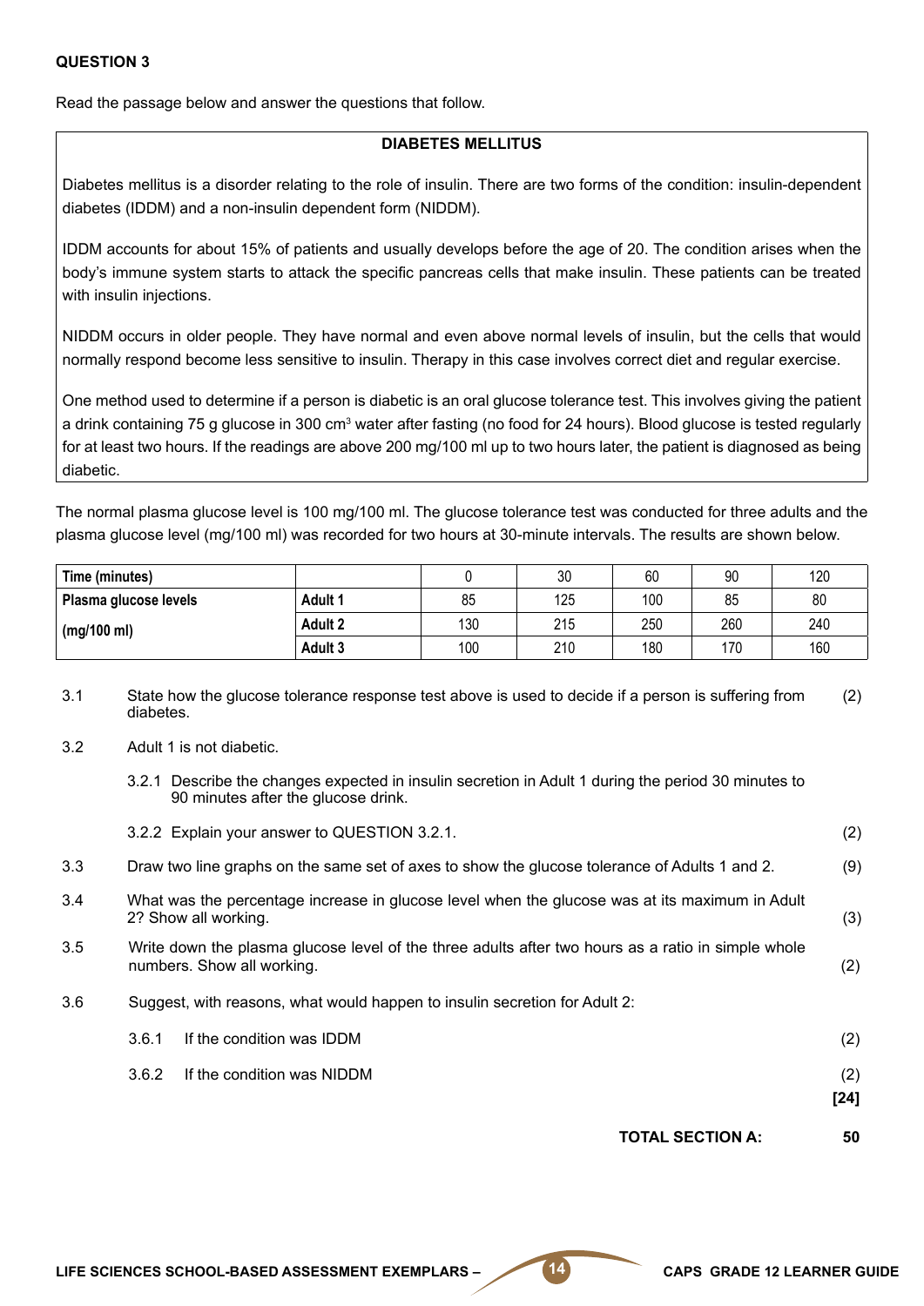**QUESTION 3**

Read the passage below and answer the questions that follow.

**DIABETES MELLITUS**

Diabetes mellitus is a disorder relating to the role of insulin. There are two forms of the condition: insulin-dependent diabetes (IDDM) and a non-insulin dependent form (NIDDM).

IDDM accounts for about 15% of patients and usually develops before the age of 20. The condition arises when the body's immune system starts to attack the specific pancreas cells that make insulin. These patients can be treated with insulin injections.

NIDDM occurs in older people. They have normal and even above normal levels of insulin, but the cells that would normally respond become less sensitive to insulin. Therapy in this case involves correct diet and regular exercise.

One method used to determine if a person is diabetic is an oral glucose tolerance test. This involves giving the patient a drink containing 75 g glucose in 300 $cm^3$ water after fasting (no food for 24 hours). Blood glucose is tested regularly for at least two hours. If the readings are above 200 mg/100 ml up to two hours later, the patient is diagnosed as being diabetic.

The normal plasma glucose level is 100 mg/100 ml. The glucose tolerance test was conducted for three adults and the plasma glucose level (mg/100 ml) was recorded for two hours at 30-minute intervals. The results are shown below.

| **Time (minutes)** | | 0 | 30 | 60 | 90 | 120 |
|---|---|---|---|---|---|---|
| **Plasma glucose levels** | **Adult 1** | 85 | 125 | 100 | 85 | 80 |
| **(mg/100 ml)** | **Adult 2** | 130 | 215 | 250 | 260 | 240 |
| | **Adult 3** | 100 | 210 | 180 | 170 | 160 |

3.1 State how the glucose tolerance response test above is used to decide if a person is suffering from diabetes. (2)

3.2 Adult 1 is not diabetic.

3.2.1 Describe the changes expected in insulin secretion in Adult 1 during the period 30 minutes to 90 minutes after the glucose drink.

3.2.2 Explain your answer to QUESTION 3.2.1. (2)

3.3 Draw two line graphs on the same set of axes to show the glucose tolerance of Adults 1 and 2. (9)

3.4 What was the percentage increase in glucose level when the glucose was at its maximum in Adult 2? Show all working. (3)

3.5 Write down the plasma glucose level of the three adults after two hours as a ratio in simple whole numbers. Show all working. (2)

3.6 Suggest, with reasons, what would happen to insulin secretion for Adult 2:

3.6.1 If the condition was IDDM (2)

3.6.2 If the condition was NIDDM (2)

**[24]**

**TOTAL SECTION A: 50**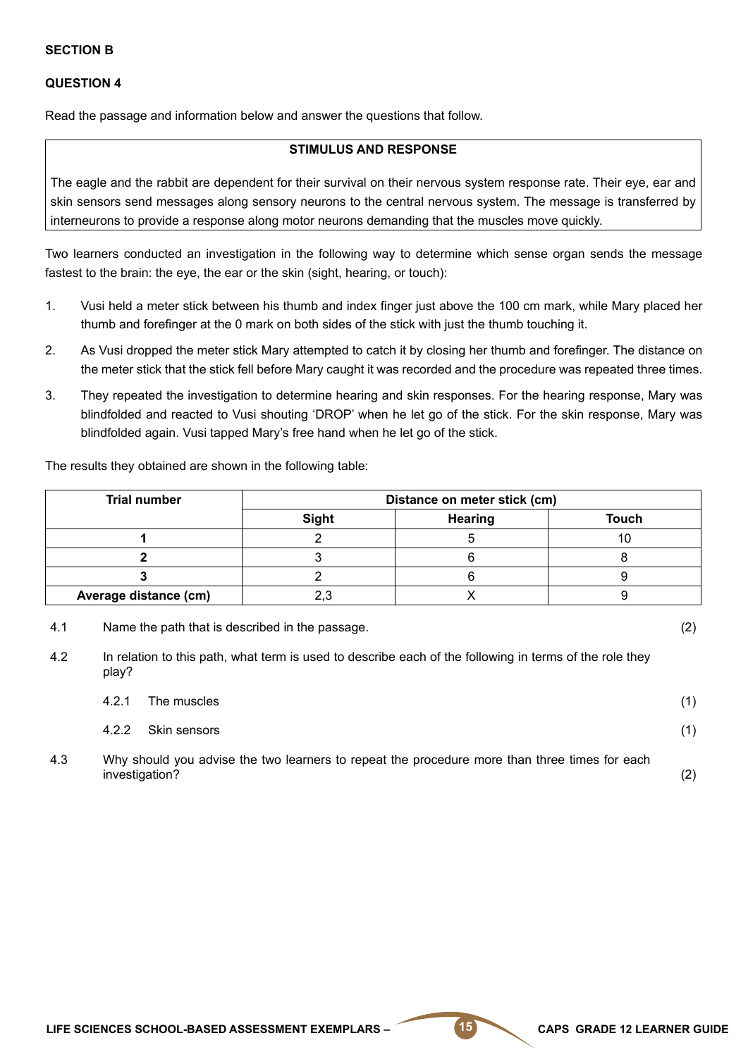**SECTION B**

**QUESTION 4**

Read the passage and information below and answer the questions that follow.

| **STIMULUS AND RESPONSE** |
|---|
| The eagle and the rabbit are dependent for their survival on their nervous system response rate. Their eye, ear and skin sensors send messages along sensory neurons to the central nervous system. The message is transferred by interneurons to provide a response along motor neurons demanding that the muscles move quickly. |

Two learners conducted an investigation in the following way to determine which sense organ sends the message fastest to the brain: the eye, the ear or the skin (sight, hearing, or touch):

1. Vusi held a meter stick between his thumb and index finger just above the 100 cm mark, while Mary placed her thumb and forefinger at the 0 mark on both sides of the stick with just the thumb touching it.
2. As Vusi dropped the meter stick Mary attempted to catch it by closing her thumb and forefinger. The distance on the meter stick that the stick fell before Mary caught it was recorded and the procedure was repeated three times.
3. They repeated the investigation to determine hearing and skin responses. For the hearing response, Mary was blindfolded and reacted to Vusi shouting 'DROP' when he let go of the stick. For the skin response, Mary was blindfolded again. Vusi tapped Mary's free hand when he let go of the stick.

The results they obtained are shown in the following table:

| **Trial number** | **Distance on meter stick (cm)** | | |
|---|---|---|---|
| | **Sight** | **Hearing** | **Touch** |
| **1** | 2 | 5 | 10 |
| **2** | 3 | 6 | 8 |
| **3** | 2 | 6 | 9 |
| **Average distance (cm)** | 2,3 | X | 9 |

4.1 Name the path that is described in the passage. (2)

4.2 In relation to this path, what term is used to describe each of the following in terms of the role they play?

4.2.1 The muscles (1)

4.2.2 Skin sensors (1)

4.3 Why should you advise the two learners to repeat the procedure more than three times for each investigation? (2)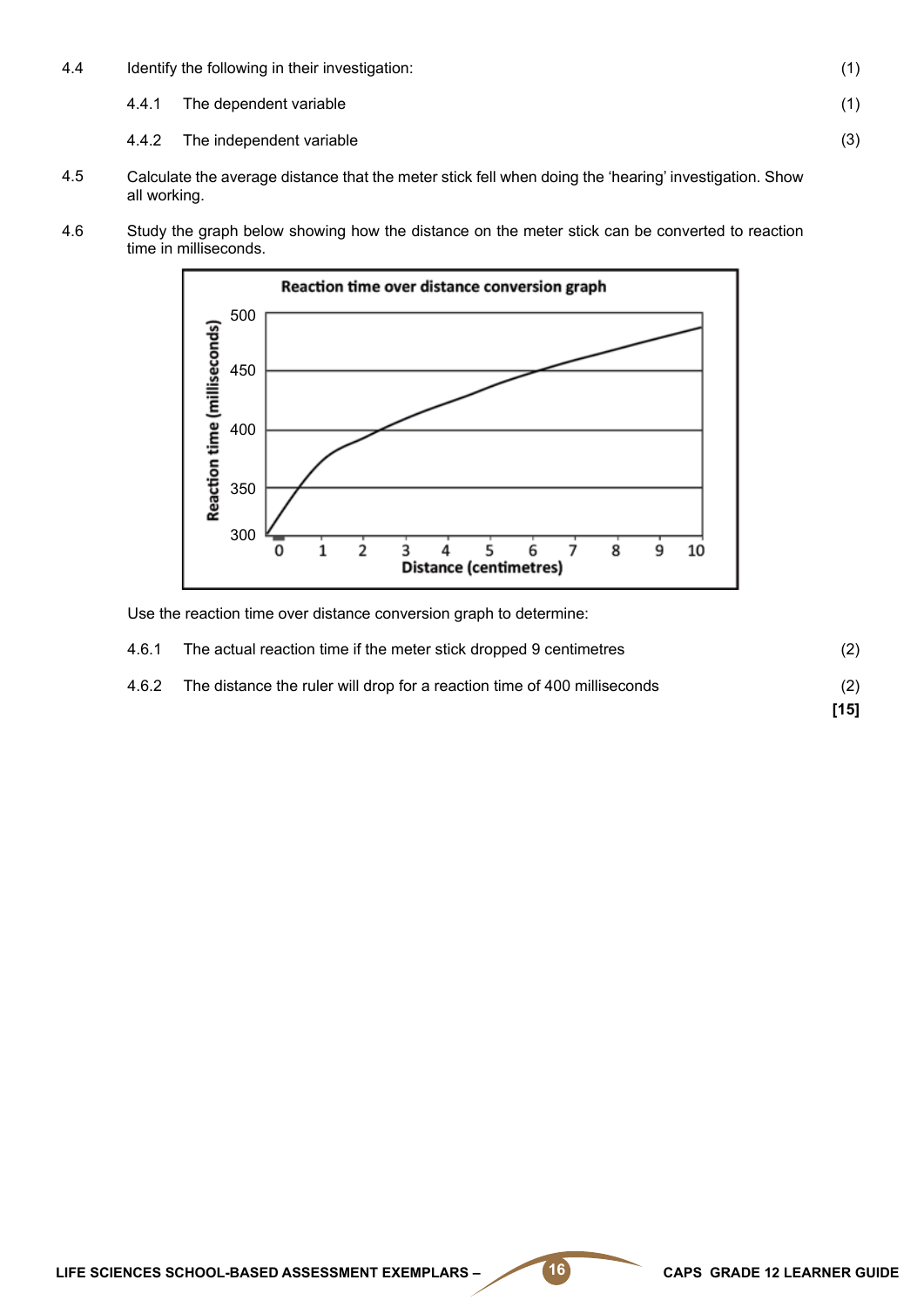4.4 Identify the following in their investigation: (1)

4.4.1 The dependent variable (1)

4.4.2 The independent variable (3)

4.5 Calculate the average distance that the meter stick fell when doing the 'hearing' investigation. Show all working.

4.6 Study the graph below showing how the distance on the meter stick can be converted to reaction time in milliseconds.

**Reaction time over distance conversion graph**

Use the reaction time over distance conversion graph to determine:

4.6.1 The actual reaction time if the meter stick dropped 9 centimetres (2)

4.6.2 The distance the ruler will drop for a reaction time of 400 milliseconds (2)

**[15]**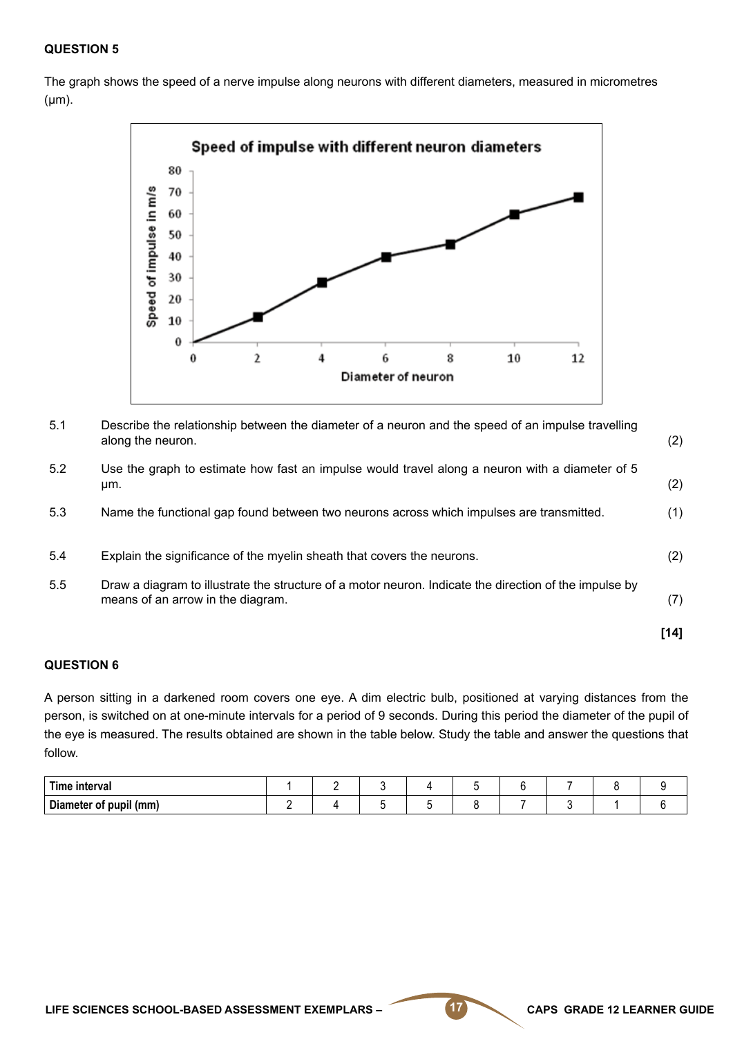**QUESTION 5**

The graph shows the speed of a nerve impulse along neurons with different diameters, measured in micrometres (μm).

5.1 Describe the relationship between the diameter of a neuron and the speed of an impulse travelling along the neuron. (2)

5.2 Use the graph to estimate how fast an impulse would travel along a neuron with a diameter of 5 μm. (2)

5.3 Name the functional gap found between two neurons across which impulses are transmitted. (1)

5.4 Explain the significance of the myelin sheath that covers the neurons. (2)

5.5 Draw a diagram to illustrate the structure of a motor neuron. Indicate the direction of the impulse by means of an arrow in the diagram. (7)

**[14]**

**QUESTION 6**

A person sitting in a darkened room covers one eye. A dim electric bulb, positioned at varying distances from the person, is switched on at one-minute intervals for a period of 9 seconds. During this period the diameter of the pupil of the eye is measured. The results obtained are shown in the table below. Study the table and answer the questions that follow.

| Time interval | 1 | 2 | 3 | 4 | 5 | 6 | 7 | 8 | 9 |
|---|---|---|---|---|---|---|---|---|---|
| Diameter of pupil (mm) | 2 | 4 | 5 | 5 | 8 | 7 | 3 | 1 | 6 |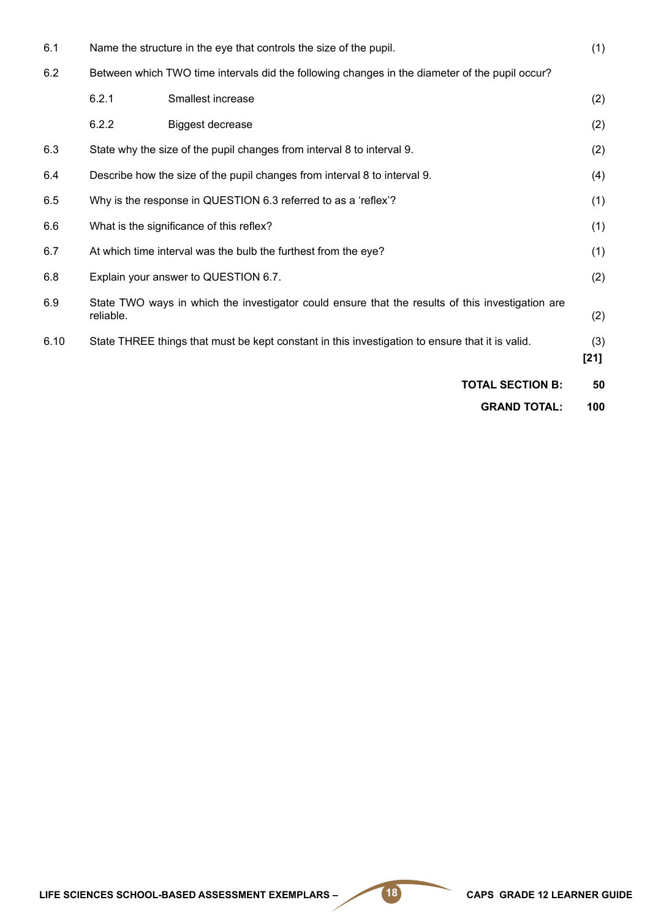6.1 Name the structure in the eye that controls the size of the pupil. (1)

6.2 Between which TWO time intervals did the following changes in the diameter of the pupil occur?

- 6.2.1 Smallest increase (2)
- 6.2.2 Biggest decrease (2)

6.3 State why the size of the pupil changes from interval 8 to interval 9. (2)

6.4 Describe how the size of the pupil changes from interval 8 to interval 9. (4)

6.5 Why is the response in QUESTION 6.3 referred to as a 'reflex'? (1)

6.6 What is the significance of this reflex? (1)

6.7 At which time interval was the bulb the furthest from the eye? (1)

6.8 Explain your answer to QUESTION 6.7. (2)

6.9 State TWO ways in which the investigator could ensure that the results of this investigation are reliable. (2)

6.10 State THREE things that must be kept constant in this investigation to ensure that it is valid. (3)
**[21]**

**TOTAL SECTION B: 50**

**GRAND TOTAL: 100**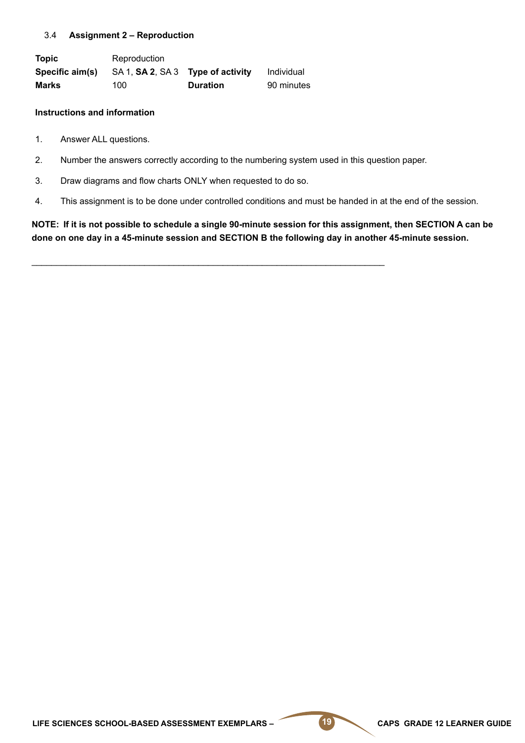### 3.4 Assignment 2 – Reproduction

| | | | |
|---|---|---|---|
| **Topic** | Reproduction | | |
| **Specific aim(s)** | SA 1, **SA 2**, SA 3 | **Type of activity** | Individual |
| **Marks** | 100 | **Duration** | 90 minutes |

**Instructions and information**

1. Answer ALL questions.
2. Number the answers correctly according to the numbering system used in this question paper.
3. Draw diagrams and flow charts ONLY when requested to do so.
4. This assignment is to be done under controlled conditions and must be handed in at the end of the session.

**NOTE: If it is not possible to schedule a single 90-minute session for this assignment, then SECTION A can be done on one day in a 45-minute session and SECTION B the following day in another 45-minute session.**

---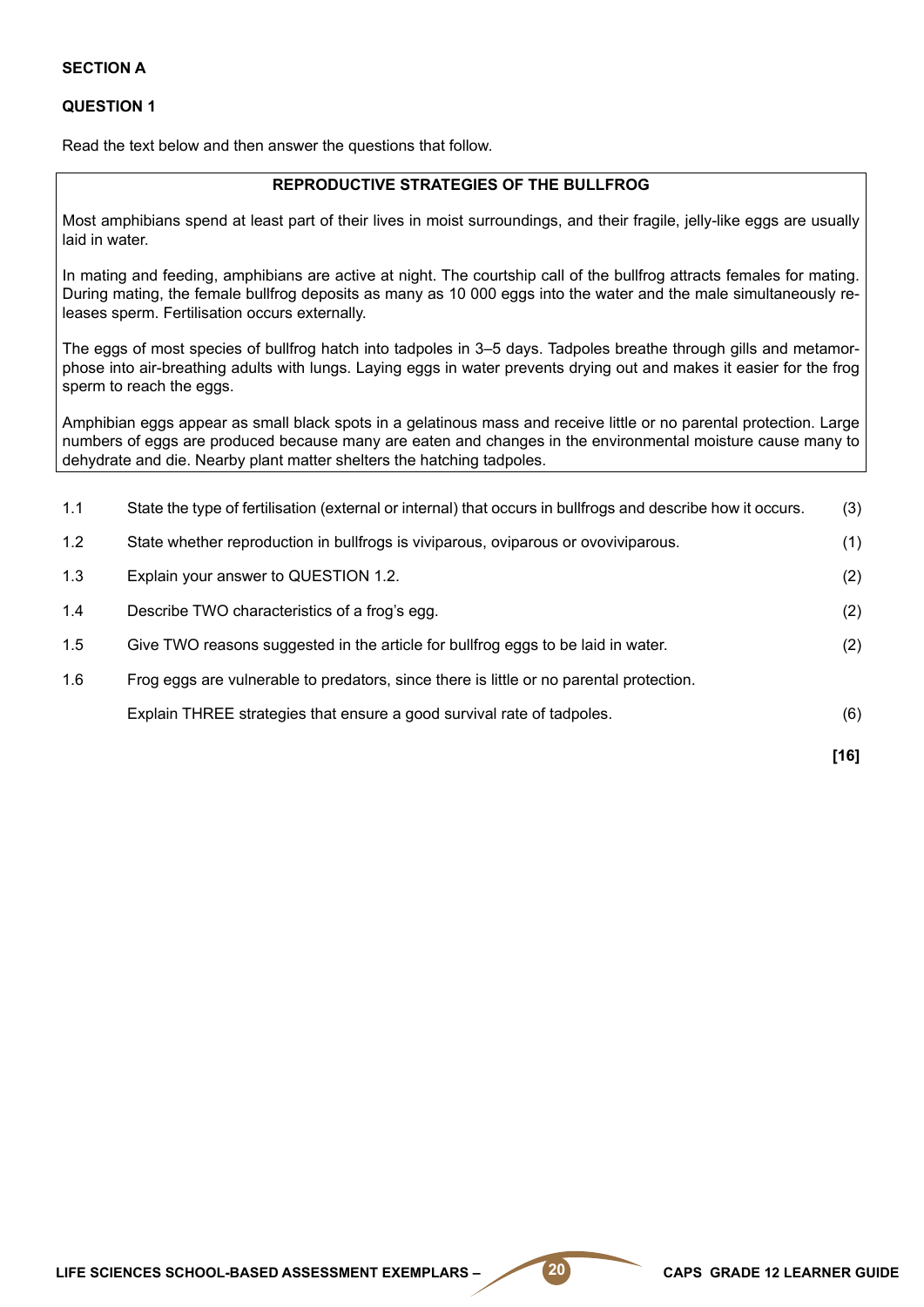**SECTION A**

**QUESTION 1**

Read the text below and then answer the questions that follow.

| **REPRODUCTIVE STRATEGIES OF THE BULLFROG** |
|---|
| Most amphibians spend at least part of their lives in moist surroundings, and their fragile, jelly-like eggs are usually laid in water.<br><br>In mating and feeding, amphibians are active at night. The courtship call of the bullfrog attracts females for mating. During mating, the female bullfrog deposits as many as 10 000 eggs into the water and the male simultaneously releases sperm. Fertilisation occurs externally.<br><br>The eggs of most species of bullfrog hatch into tadpoles in 3–5 days. Tadpoles breathe through gills and metamorphose into air-breathing adults with lungs. Laying eggs in water prevents drying out and makes it easier for the frog sperm to reach the eggs.<br><br>Amphibian eggs appear as small black spots in a gelatinous mass and receive little or no parental protection. Large numbers of eggs are produced because many are eaten and changes in the environmental moisture cause many to dehydrate and die. Nearby plant matter shelters the hatching tadpoles. |

1.1 State the type of fertilisation (external or internal) that occurs in bullfrogs and describe how it occurs. (3)

1.2 State whether reproduction in bullfrogs is viviparous, oviparous or ovoviviparous. (1)

1.3 Explain your answer to QUESTION 1.2. (2)

1.4 Describe TWO characteristics of a frog's egg. (2)

1.5 Give TWO reasons suggested in the article for bullfrog eggs to be laid in water. (2)

1.6 Frog eggs are vulnerable to predators, since there is little or no parental protection.

Explain THREE strategies that ensure a good survival rate of tadpoles. (6)

**[16]**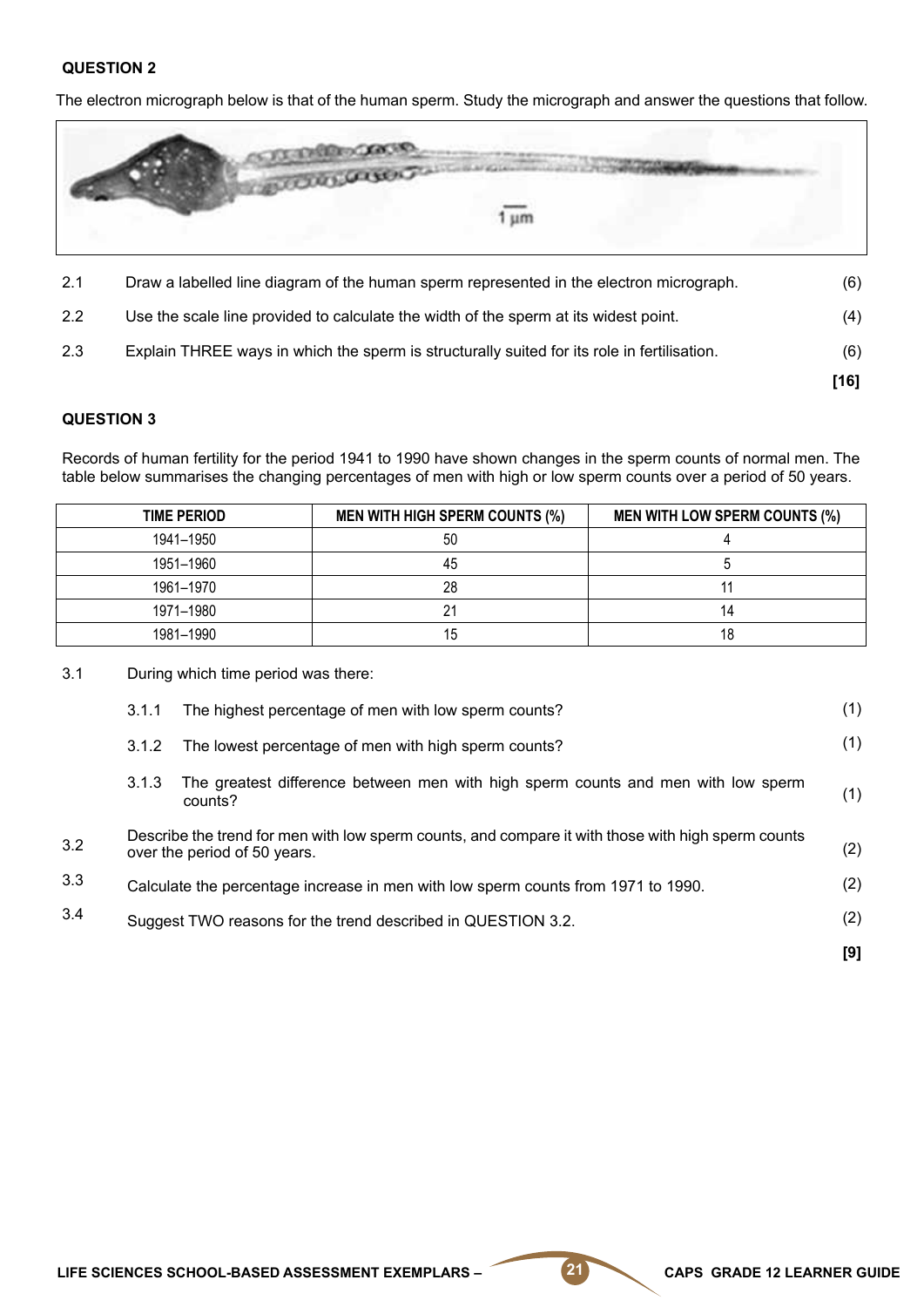**QUESTION 2**

The electron micrograph below is that of the human sperm. Study the micrograph and answer the questions that follow.

| | | |
|---|---|---|
| 2.1 | Draw a labelled line diagram of the human sperm represented in the electron micrograph. | (6) |
| 2.2 | Use the scale line provided to calculate the width of the sperm at its widest point. | (4) |
| 2.3 | Explain THREE ways in which the sperm is structurally suited for its role in fertilisation. | (6) |
| | | **[16]** |

**QUESTION 3**

Records of human fertility for the period 1941 to 1990 have shown changes in the sperm counts of normal men. The table below summarises the changing percentages of men with high or low sperm counts over a period of 50 years.

| TIME PERIOD | MEN WITH HIGH SPERM COUNTS (%) | MEN WITH LOW SPERM COUNTS (%) |
|---|---|---|
| 1941–1950 | 50 | 4 |
| 1951–1960 | 45 | 5 |
| 1961–1970 | 28 | 11 |
| 1971–1980 | 21 | 14 |
| 1981–1990 | 15 | 18 |

3.1 During which time period was there:

| | | |
|---|---|---|
| 3.1.1 | The highest percentage of men with low sperm counts? | (1) |
| 3.1.2 | The lowest percentage of men with high sperm counts? | (1) |
| 3.1.3 | The greatest difference between men with high sperm counts and men with low sperm counts? | (1) |

| | | |
|---|---|---|
| 3.2 | Describe the trend for men with low sperm counts, and compare it with those with high sperm counts over the period of 50 years. | (2) |
| 3.3 | Calculate the percentage increase in men with low sperm counts from 1971 to 1990. | (2) |
| 3.4 | Suggest TWO reasons for the trend described in QUESTION 3.2. | (2) |
| | | **[9]** |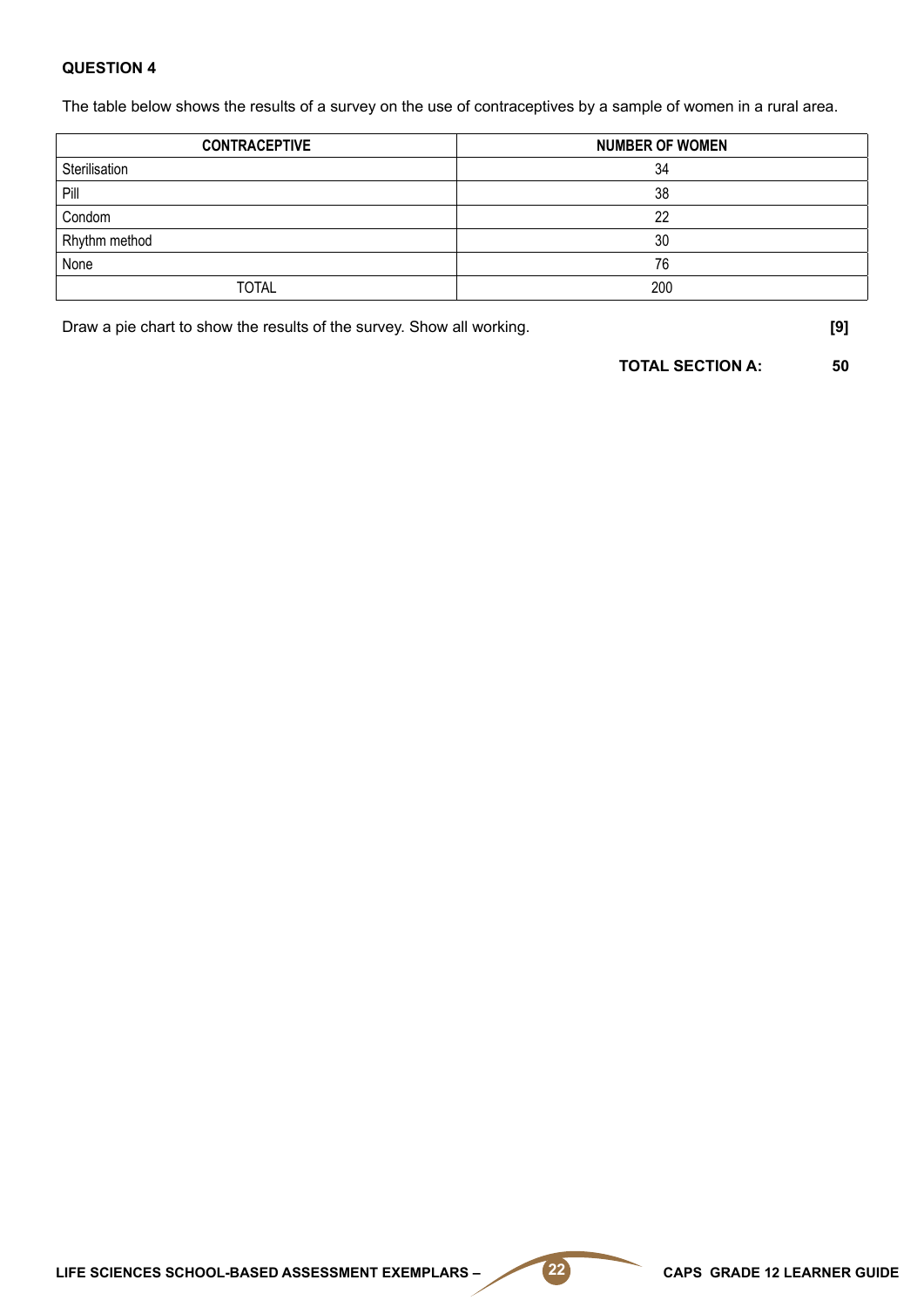**QUESTION 4**

The table below shows the results of a survey on the use of contraceptives by a sample of women in a rural area.

| CONTRACEPTIVE | NUMBER OF WOMEN |
|---|---|
| Sterilisation | 34 |
| Pill | 38 |
| Condom | 22 |
| Rhythm method | 30 |
| None | 76 |
| TOTAL | 200 |

Draw a pie chart to show the results of the survey. Show all working. **[9]**

**TOTAL SECTION A: 50**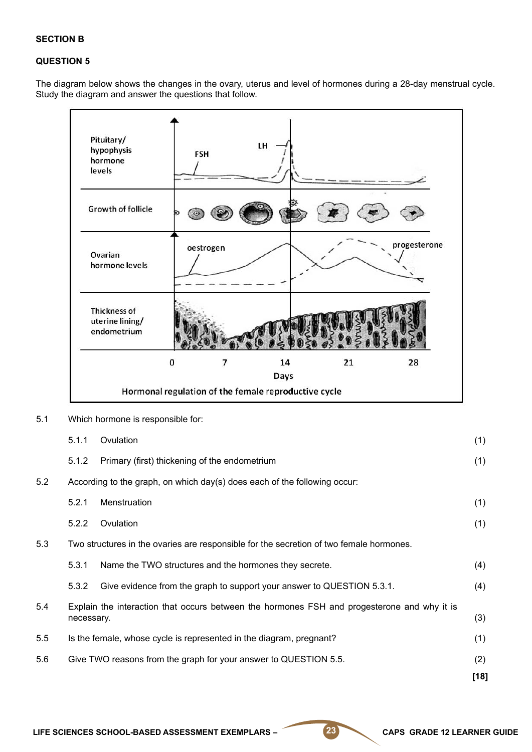**SECTION B**

**QUESTION 5**

The diagram below shows the changes in the ovary, uterus and level of hormones during a 28-day menstrual cycle. Study the diagram and answer the questions that follow.

Hormonal regulation of the female reproductive cycle

5.1 Which hormone is responsible for:

5.1.1 Ovulation (1)

5.1.2 Primary (first) thickening of the endometrium (1)

5.2 According to the graph, on which day(s) does each of the following occur:

5.2.1 Menstruation (1)

5.2.2 Ovulation (1)

5.3 Two structures in the ovaries are responsible for the secretion of two female hormones.

5.3.1 Name the TWO structures and the hormones they secrete. (4)

5.3.2 Give evidence from the graph to support your answer to QUESTION 5.3.1. (4)

5.4 Explain the interaction that occurs between the hormones FSH and progesterone and why it is necessary. (3)

5.5 Is the female, whose cycle is represented in the diagram, pregnant? (1)

5.6 Give TWO reasons from the graph for your answer to QUESTION 5.5. (2)

**[18]**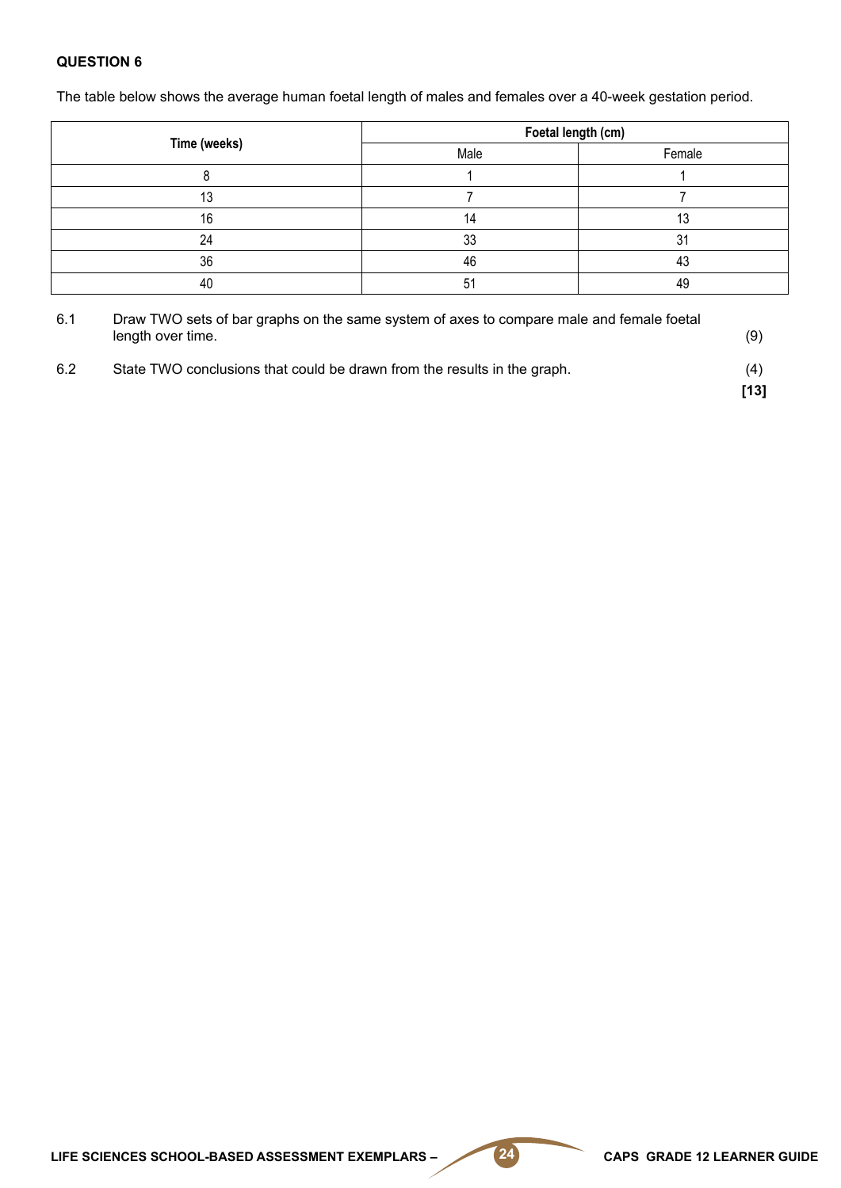**QUESTION 6**

The table below shows the average human foetal length of males and females over a 40-week gestation period.

| Time (weeks) | Foetal length (cm) | |
|---|---|---|
| | Male | Female |
| 8 | 1 | 1 |
| 13 | 7 | 7 |
| 16 | 14 | 13 |
| 24 | 33 | 31 |
| 36 | 46 | 43 |
| 40 | 51 | 49 |

6.1 Draw TWO sets of bar graphs on the same system of axes to compare male and female foetal length over time. (9)

6.2 State TWO conclusions that could be drawn from the results in the graph. (4)

**[13]**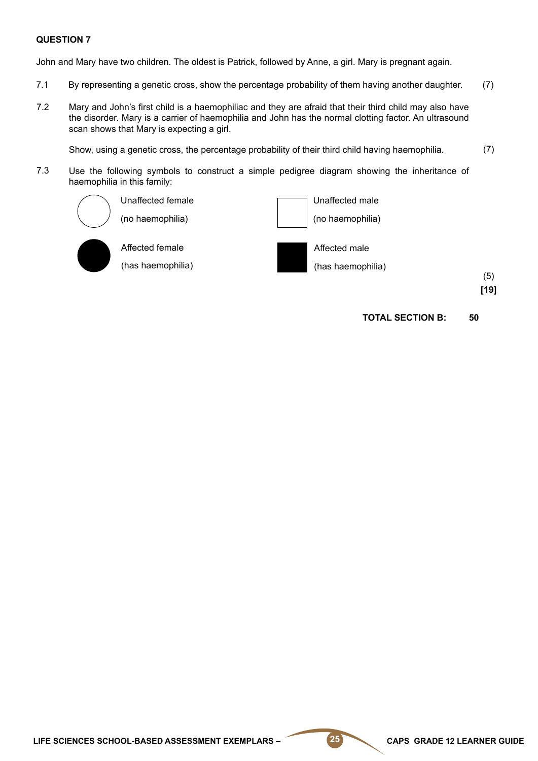**QUESTION 7**

John and Mary have two children. The oldest is Patrick, followed by Anne, a girl. Mary is pregnant again.

7.1 By representing a genetic cross, show the percentage probability of them having another daughter. (7)

7.2 Mary and John's first child is a haemophiliac and they are afraid that their third child may also have the disorder. Mary is a carrier of haemophilia and John has the normal clotting factor. An ultrasound scan shows that Mary is expecting a girl.

Show, using a genetic cross, the percentage probability of their third child having haemophilia. (7)

7.3 Use the following symbols to construct a simple pedigree diagram showing the inheritance of haemophilia in this family:

| Symbol | Meaning | Symbol | Meaning |
|---|---|---|---|
| ○ | Unaffected female (no haemophilia) | □ | Unaffected male (no haemophilia) |
| ● | Affected female (has haemophilia) | ■ | Affected male (has haemophilia) |

(5)

**[19]**

**TOTAL SECTION B: 50**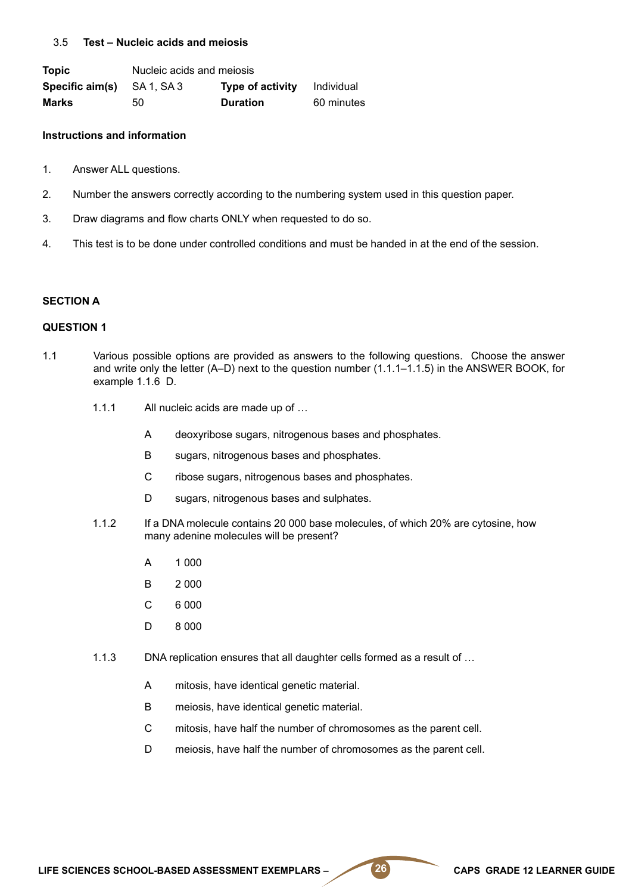### 3.5 Test – Nucleic acids and meiosis

| | | | |
|---|---|---|---|
| **Topic** | Nucleic acids and meiosis | | |
| **Specific aim(s)** | SA 1, SA 3 | **Type of activity** | Individual |
| **Marks** | 50 | **Duration** | 60 minutes |

**Instructions and information**

1. Answer ALL questions.
2. Number the answers correctly according to the numbering system used in this question paper.
3. Draw diagrams and flow charts ONLY when requested to do so.
4. This test is to be done under controlled conditions and must be handed in at the end of the session.

**SECTION A**

**QUESTION 1**

1.1 Various possible options are provided as answers to the following questions. Choose the answer and write only the letter (A–D) next to the question number (1.1.1–1.1.5) in the ANSWER BOOK, for example 1.1.6 D.

1.1.1 All nucleic acids are made up of …

- A deoxyribose sugars, nitrogenous bases and phosphates.
- B sugars, nitrogenous bases and phosphates.
- C ribose sugars, nitrogenous bases and phosphates.
- D sugars, nitrogenous bases and sulphates.

1.1.2 If a DNA molecule contains 20 000 base molecules, of which 20% are cytosine, how many adenine molecules will be present?

- A 1 000
- B 2 000
- C 6 000
- D 8 000

1.1.3 DNA replication ensures that all daughter cells formed as a result of …

- A mitosis, have identical genetic material.
- B meiosis, have identical genetic material.
- C mitosis, have half the number of chromosomes as the parent cell.
- D meiosis, have half the number of chromosomes as the parent cell.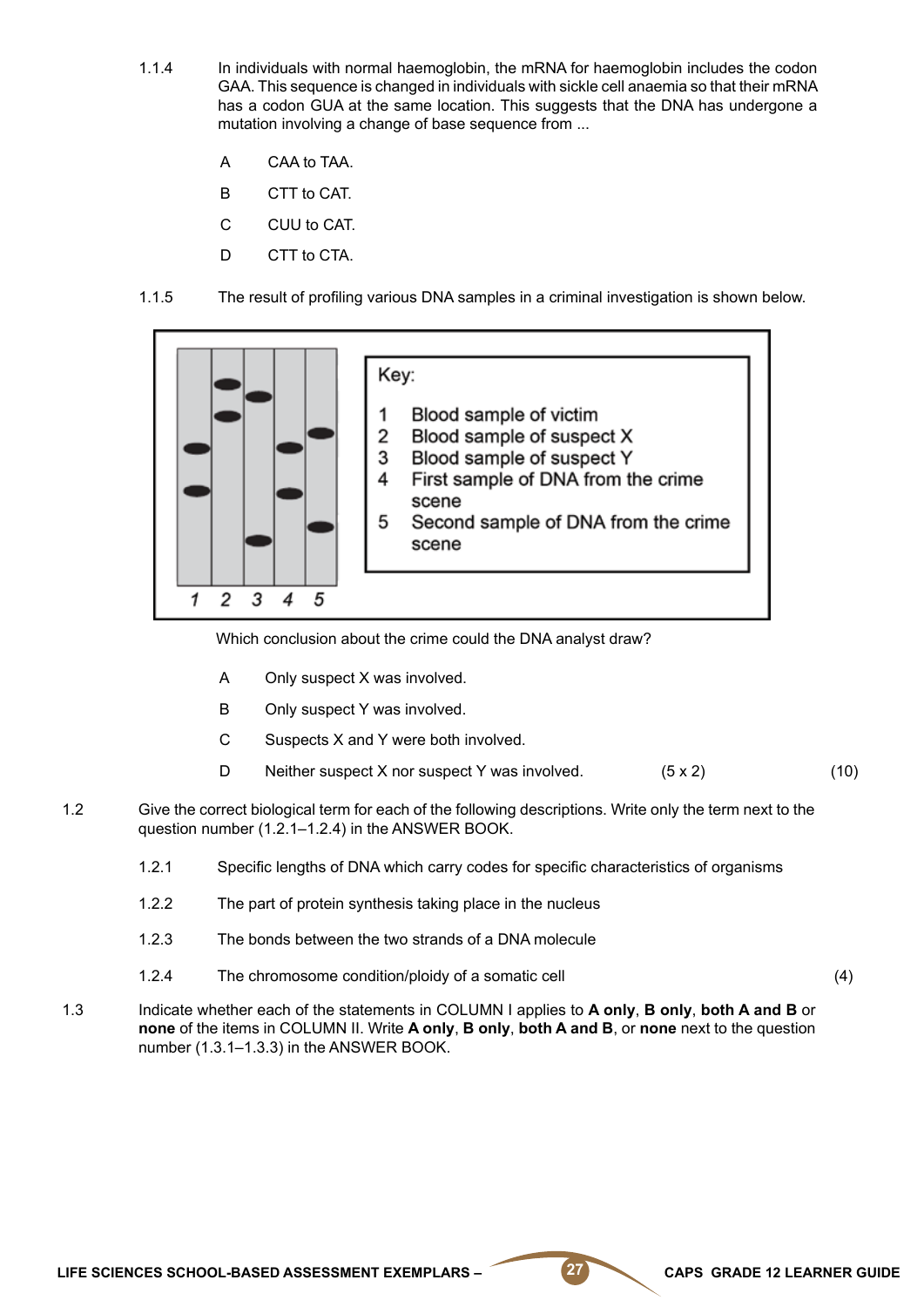1.1.4 In individuals with normal haemoglobin, the mRNA for haemoglobin includes the codon GAA. This sequence is changed in individuals with sickle cell anaemia so that their mRNA has a codon GUA at the same location. This suggests that the DNA has undergone a mutation involving a change of base sequence from ...

- A CAA to TAA.
- B CTT to CAT.
- C CUU to CAT.
- D CTT to CTA.

1.1.5 The result of profiling various DNA samples in a criminal investigation is shown below.

Key:

1. Blood sample of victim
2. Blood sample of suspect X
3. Blood sample of suspect Y
4. First sample of DNA from the crime scene
5. Second sample of DNA from the crime scene

Which conclusion about the crime could the DNA analyst draw?

- A Only suspect X was involved.
- B Only suspect Y was involved.
- C Suspects X and Y were both involved.
- D Neither suspect X nor suspect Y was involved. (5 x 2) (10)

1.2 Give the correct biological term for each of the following descriptions. Write only the term next to the question number (1.2.1–1.2.4) in the ANSWER BOOK.

1.2.1 Specific lengths of DNA which carry codes for specific characteristics of organisms

1.2.2 The part of protein synthesis taking place in the nucleus

1.2.3 The bonds between the two strands of a DNA molecule

1.2.4 The chromosome condition/ploidy of a somatic cell (4)

1.3 Indicate whether each of the statements in COLUMN I applies to **A only**, **B only**, **both A and B** or **none** of the items in COLUMN II. Write **A only**, **B only**, **both A and B**, or **none** next to the question number (1.3.1–1.3.3) in the ANSWER BOOK.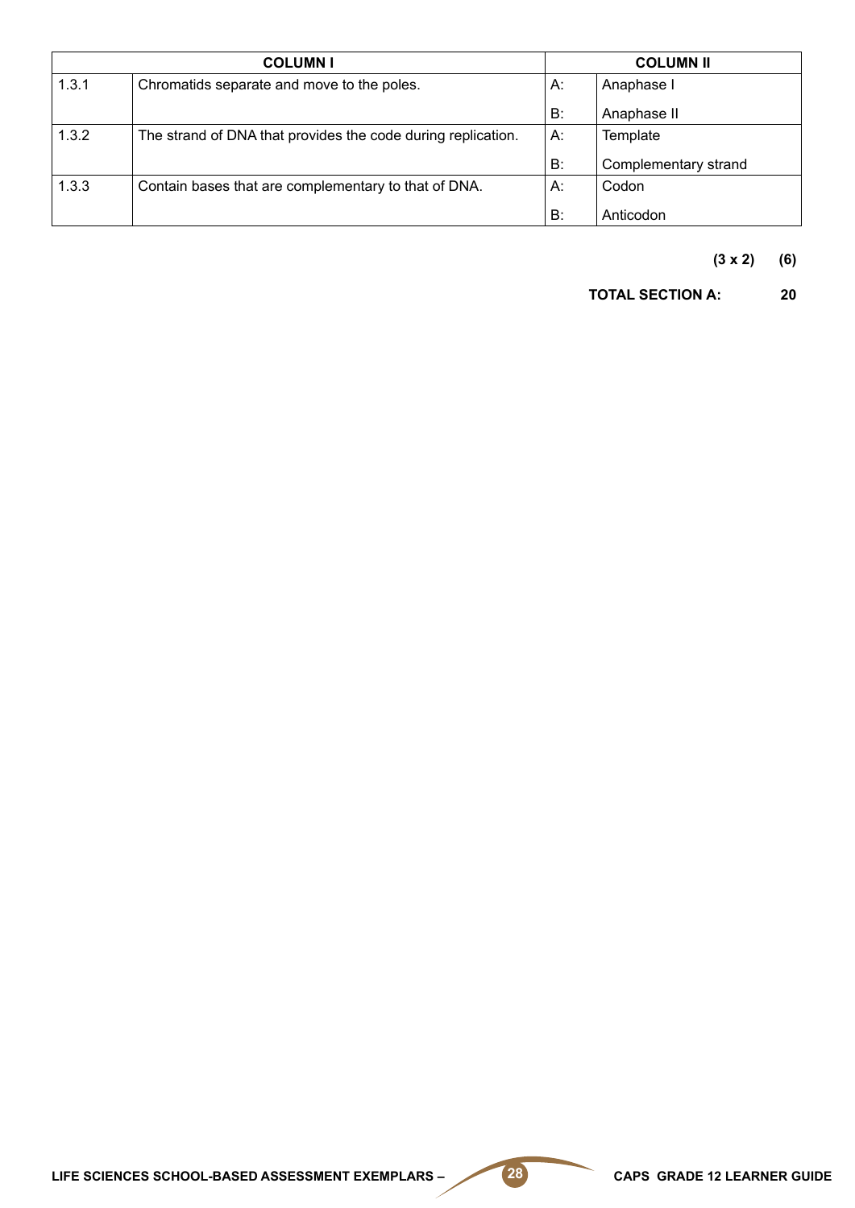| COLUMN I | | COLUMN II | |
|---|---|---|---|
| 1.3.1 | Chromatids separate and move to the poles. | A: | Anaphase I |
| | | B: | Anaphase II |
| 1.3.2 | The strand of DNA that provides the code during replication. | A: | Template |
| | | B: | Complementary strand |
| 1.3.3 | Contain bases that are complementary to that of DNA. | A: | Codon |
| | | B: | Anticodon |

**(3 x 2) (6)**

**TOTAL SECTION A: 20**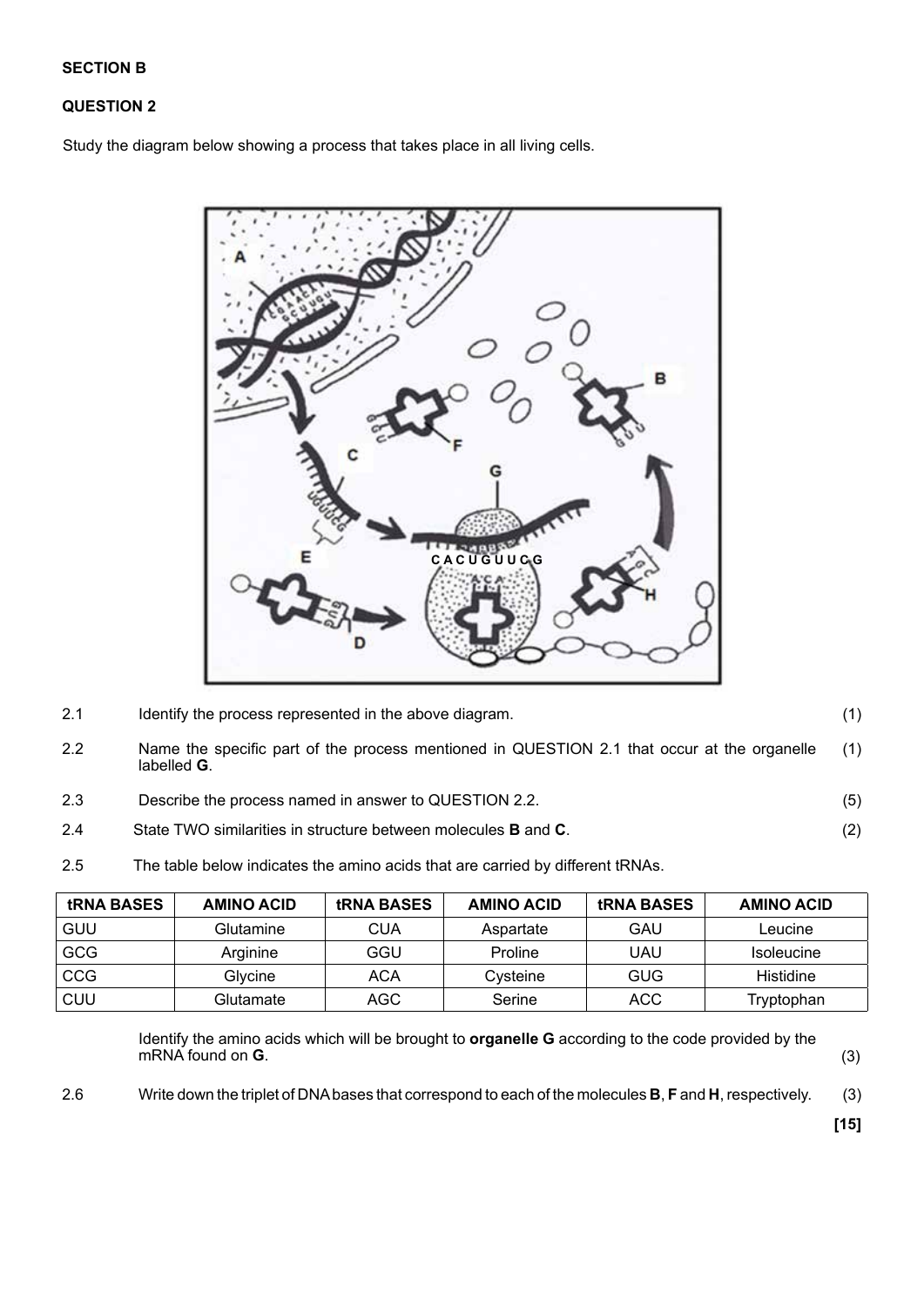**SECTION B**

**QUESTION 2**

Study the diagram below showing a process that takes place in all living cells.

2.1 Identify the process represented in the above diagram. (1)

2.2 Name the specific part of the process mentioned in QUESTION 2.1 that occur at the organelle labelled **G**. (1)

2.3 Describe the process named in answer to QUESTION 2.2. (5)

2.4 State TWO similarities in structure between molecules **B** and **C**. (2)

2.5 The table below indicates the amino acids that are carried by different tRNAs.

| tRNA BASES | AMINO ACID | tRNA BASES | AMINO ACID | tRNA BASES | AMINO ACID |
|---|---|---|---|---|---|
| GUU | Glutamine | CUA | Aspartate | GAU | Leucine |
| GCG | Arginine | GGU | Proline | UAU | Isoleucine |
| CCG | Glycine | ACA | Cysteine | GUG | Histidine |
| CUU | Glutamate | AGC | Serine | ACC | Tryptophan |

Identify the amino acids which will be brought to **organelle G** according to the code provided by the mRNA found on **G**. (3)

2.6 Write down the triplet of DNA bases that correspond to each of the molecules **B**, **F** and **H**, respectively. (3)

**[15]**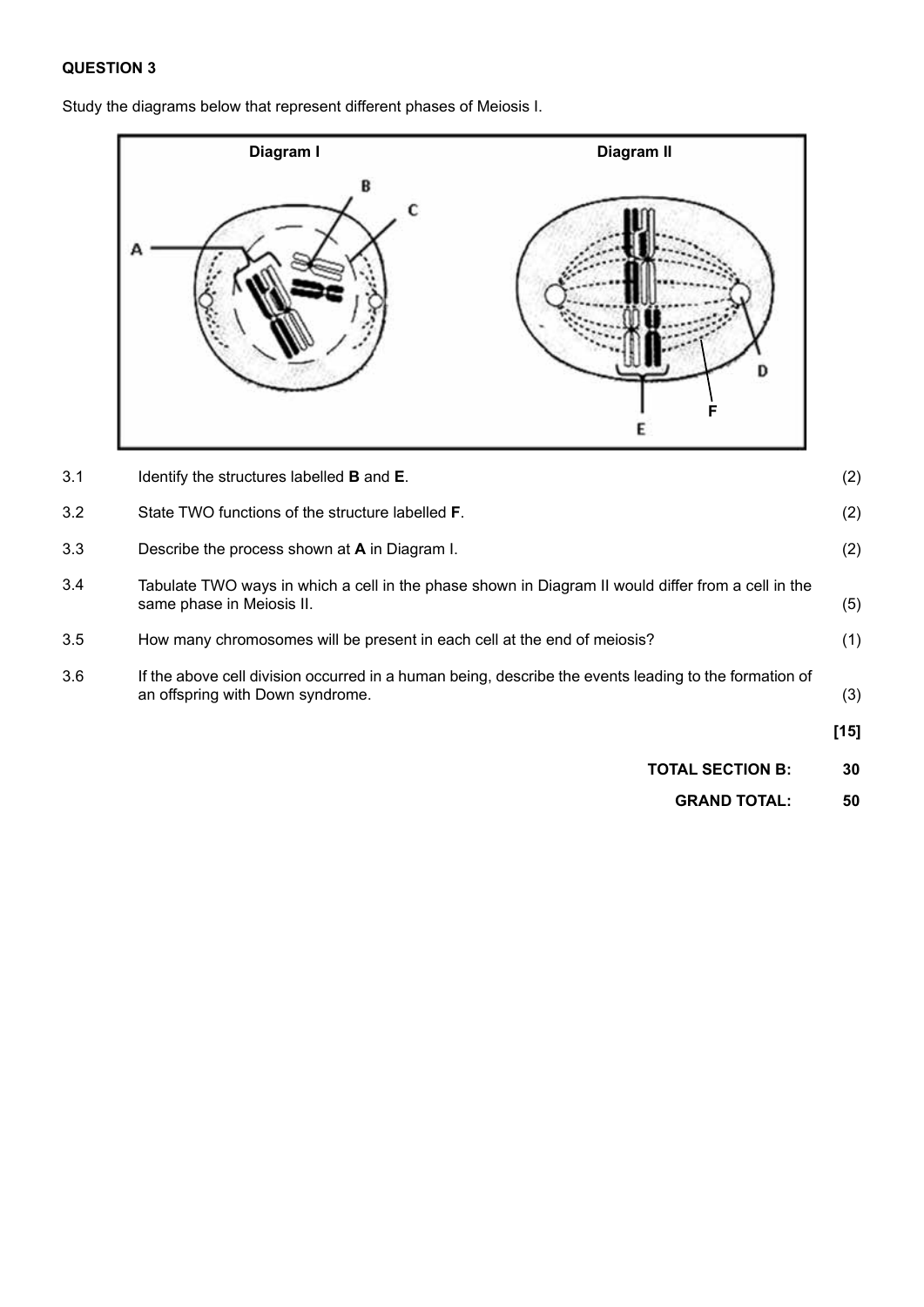**QUESTION 3**

Study the diagrams below that represent different phases of Meiosis I.

| 3.1 | Identify the structures labelled **B** and **E**. | (2) |
|---|---|---|
| 3.2 | State TWO functions of the structure labelled **F**. | (2) |
| 3.3 | Describe the process shown at **A** in Diagram I. | (2) |
| 3.4 | Tabulate TWO ways in which a cell in the phase shown in Diagram II would differ from a cell in the same phase in Meiosis II. | (5) |
| 3.5 | How many chromosomes will be present in each cell at the end of meiosis? | (1) |
| 3.6 | If the above cell division occurred in a human being, describe the events leading to the formation of an offspring with Down syndrome. | (3) |
| | | **[15]** |

**TOTAL SECTION B: 30**

**GRAND TOTAL: 50**